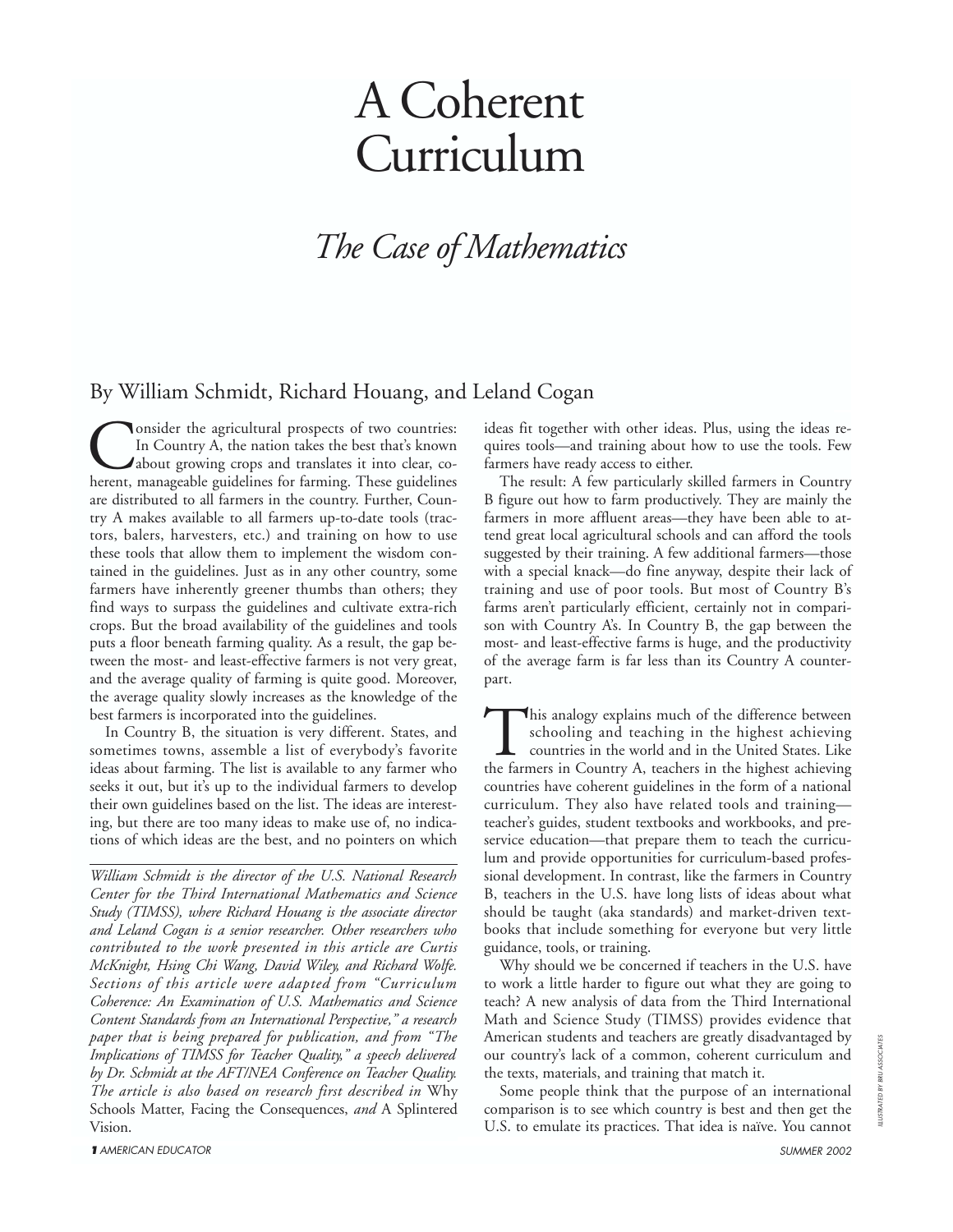# A Coherent Curriculum

## *The Case of Mathematics*

By William Schmidt, Richard Houang, and Leland Cogan

Consider the agricultural prospects of two countries: In Country A, the nation takes the best that's known about growing crops and translates it into clear, coherent, manageable guidelines for farming. These guidelines are distributed to all farmers in the country. Further, Country A makes available to all farmers up-to-date tools (tractors, balers, harvesters, etc.) and training on how to use these tools that allow them to implement the wisdom contained in the guidelines. Just as in any other country, some farmers have inherently greener thumbs than others; they find ways to surpass the guidelines and cultivate extra-rich crops. But the broad availability of the guidelines and tools puts a floor beneath farming quality. As a result, the gap between the most- and least-effective farmers is not very great, and the average quality of farming is quite good. Moreover, the average quality slowly increases as the knowledge of the best farmers is incorporated into the guidelines.

In Country B, the situation is very different. States, and sometimes towns, assemble a list of everybody's favorite ideas about farming. The list is available to any farmer who seeks it out, but it's up to the individual farmers to develop their own guidelines based on the list. The ideas are interesting, but there are too many ideas to make use of, no indications of which ideas are the best, and no pointers on which ideas fit together with other ideas. Plus, using the ideas requires tools—and training about how to use the tools. Few farmers have ready access to either.

The result: A few particularly skilled farmers in Country B figure out how to farm productively. They are mainly the farmers in more affluent areas—they have been able to attend great local agricultural schools and can afford the tools suggested by their training. A few additional farmers—those with a special knack—do fine anyway, despite their lack of training and use of poor tools. But most of Country B's farms aren't particularly efficient, certainly not in comparison with Country A's. In Country B, the gap between the most- and least-effective farms is huge, and the productivity of the average farm is far less than its Country A counterpart.

This analogy explains much of the difference between schooling and teaching in the highest achieving countries in the world and in the United States. Like the farmers in Country A, teachers in the highest achieving countries have coherent guidelines in the form of a national curriculum. They also have related tools and training—teacher's guides, student textbooks and workbooks, and preservice education—that prepare them to teach the curriculum and provide opportunities for curriculum-based professional development. In contrast, like the farmers in Country B, teachers in the U.S. have long lists of ideas about what should be taught (aka standards) and market-driven textbooks that include something for everyone but very little guidance, tools, or training.

Why should we be concerned if teachers in the U.S. have to work a little harder to figure out what they are going to teach? A new analysis of data from the Third International Math and Science Study (TIMSS) provides evidence that American students and teachers are greatly disadvantaged by our country's lack of a common, coherent curriculum and the texts, materials, and training that match it.

Some people think that the purpose of an international comparison is to see which country is best and then get the U.S. to emulate its practices. That idea is naïve. You cannot

---

*William Schmidt is the director of the U.S. National Research Center for the Third International Mathematics and Science Study (TIMSS), where Richard Houang is the associate director and Leland Cogan is a senior researcher. Other researchers who contributed to the work presented in this article are Curtis McKnight, Hsing Chi Wang, David Wiley, and Richard Wolfe. Sections of this article were adapted from "Curriculum Coherence: An Examination of U.S. Mathematics and Science Content Standards from an International Perspective," a research paper that is being prepared for publication, and from "The Implications of TIMSS for Teacher Quality," a speech delivered by Dr. Schmidt at the AFT/NEA Conference on Teacher Quality. The article is also based on research first described in* Why Schools Matter, Facing the Consequences, *and* A Splintered Vision.

ILLUSTRATED BY BRU ASSOCIATES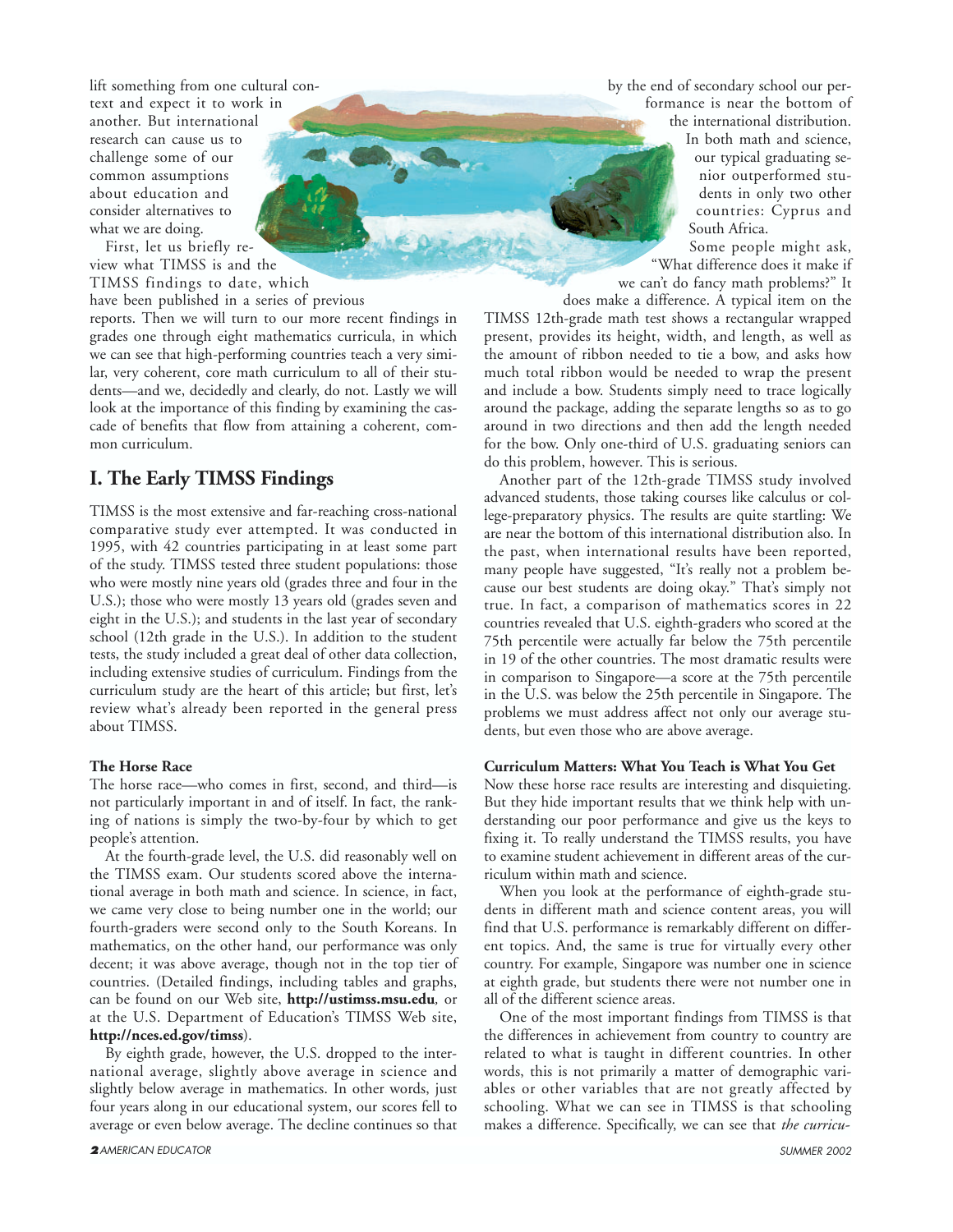lift something from one cultural context and expect it to work in another. But international research can cause us to challenge some of our common assumptions about education and consider alternatives to what we are doing.

First, let us briefly review what TIMSS is and the TIMSS findings to date, which have been published in a series of previous reports. Then we will turn to our more recent findings in grades one through eight mathematics curricula, in which we can see that high-performing countries teach a very similar, very coherent, core math curriculum to all of their students—and we, decidedly and clearly, do not. Lastly we will look at the importance of this finding by examining the cascade of benefits that flow from attaining a coherent, common curriculum.

## I. The Early TIMSS Findings

TIMSS is the most extensive and far-reaching cross-national comparative study ever attempted. It was conducted in 1995, with 42 countries participating in at least some part of the study. TIMSS tested three student populations: those who were mostly nine years old (grades three and four in the U.S.); those who were mostly 13 years old (grades seven and eight in the U.S.); and students in the last year of secondary school (12th grade in the U.S.). In addition to the student tests, the study included a great deal of other data collection, including extensive studies of curriculum. Findings from the curriculum study are the heart of this article; but first, let's review what's already been reported in the general press about TIMSS.

### The Horse Race

The horse race—who comes in first, second, and third—is not particularly important in and of itself. In fact, the ranking of nations is simply the two-by-four by which to get people's attention.

At the fourth-grade level, the U.S. did reasonably well on the TIMSS exam. Our students scored above the international average in both math and science. In science, in fact, we came very close to being number one in the world; our fourth-graders were second only to the South Koreans. In mathematics, on the other hand, our performance was only decent; it was above average, though not in the top tier of countries. (Detailed findings, including tables and graphs, can be found on our Web site, **http://ustimss.msu.edu**, or at the U.S. Department of Education's TIMSS Web site, **http://nces.ed.gov/timss**).

By eighth grade, however, the U.S. dropped to the international average, slightly above average in science and slightly below average in mathematics. In other words, just four years along in our educational system, our scores fell to average or even below average. The decline continues so that by the end of secondary school our performance is near the bottom of the international distribution. In both math and science, our typical graduating senior outperformed students in only two other countries: Cyprus and South Africa.

Some people might ask, "What difference does it make if we can't do fancy math problems?" It does make a difference. A typical item on the TIMSS 12th-grade math test shows a rectangular wrapped present, provides its height, width, and length, as well as the amount of ribbon needed to tie a bow, and asks how much total ribbon would be needed to wrap the present and include a bow. Students simply need to trace logically around the package, adding the separate lengths so as to go around in two directions and then add the length needed for the bow. Only one-third of U.S. graduating seniors can do this problem, however. This is serious.

Another part of the 12th-grade TIMSS study involved advanced students, those taking courses like calculus or college-preparatory physics. The results are quite startling: We are near the bottom of this international distribution also. In the past, when international results have been reported, many people have suggested, "It's really not a problem because our best students are doing okay." That's simply not true. In fact, a comparison of mathematics scores in 22 countries revealed that U.S. eighth-graders who scored at the 75th percentile were actually far below the 75th percentile in 19 of the other countries. The most dramatic results were in comparison to Singapore—a score at the 75th percentile in the U.S. was below the 25th percentile in Singapore. The problems we must address affect not only our average students, but even those who are above average.

### Curriculum Matters: What You Teach is What You Get

Now these horse race results are interesting and disquieting. But they hide important results that we think help with understanding our poor performance and give us the keys to fixing it. To really understand the TIMSS results, you have to examine student achievement in different areas of the curriculum within math and science.

When you look at the performance of eighth-grade students in different math and science content areas, you will find that U.S. performance is remarkably different on different topics. And, the same is true for virtually every other country. For example, Singapore was number one in science at eighth grade, but students there were not number one in all of the different science areas.

One of the most important findings from TIMSS is that the differences in achievement from country to country are related to what is taught in different countries. In other words, this is not primarily a matter of demographic variables or other variables that are not greatly affected by schooling. What we can see in TIMSS is that schooling makes a difference. Specifically, we can see that *the curricu-*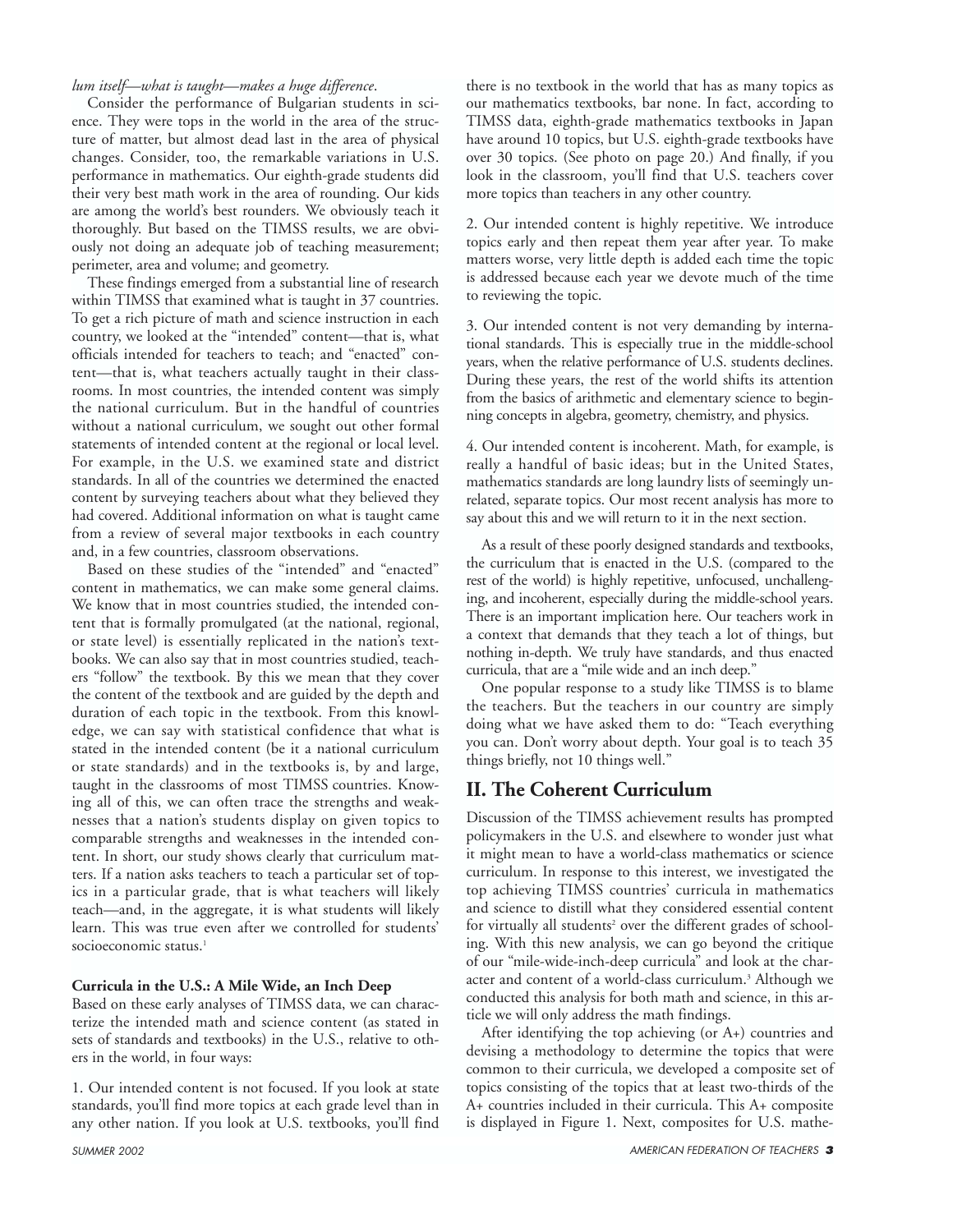*lum itself—what is taught—makes a huge difference.*

Consider the performance of Bulgarian students in science. They were tops in the world in the area of the structure of matter, but almost dead last in the area of physical changes. Consider, too, the remarkable variations in U.S. performance in mathematics. Our eighth-grade students did their very best math work in the area of rounding. Our kids are among the world's best rounders. We obviously teach it thoroughly. But based on the TIMSS results, we are obviously not doing an adequate job of teaching measurement; perimeter, area and volume; and geometry.

These findings emerged from a substantial line of research within TIMSS that examined what is taught in 37 countries. To get a rich picture of math and science instruction in each country, we looked at the "intended" content—that is, what officials intended for teachers to teach; and "enacted" content—that is, what teachers actually taught in their classrooms. In most countries, the intended content was simply the national curriculum. But in the handful of countries without a national curriculum, we sought out other formal statements of intended content at the regional or local level. For example, in the U.S. we examined state and district standards. In all of the countries we determined the enacted content by surveying teachers about what they believed they had covered. Additional information on what is taught came from a review of several major textbooks in each country and, in a few countries, classroom observations.

Based on these studies of the "intended" and "enacted" content in mathematics, we can make some general claims. We know that in most countries studied, the intended content that is formally promulgated (at the national, regional, or state level) is essentially replicated in the nation's textbooks. We can also say that in most countries studied, teachers "follow" the textbook. By this we mean that they cover the content of the textbook and are guided by the depth and duration of each topic in the textbook. From this knowledge, we can say with statistical confidence that what is stated in the intended content (be it a national curriculum or state standards) and in the textbooks is, by and large, taught in the classrooms of most TIMSS countries. Knowing all of this, we can often trace the strengths and weaknesses that a nation's students display on given topics to comparable strengths and weaknesses in the intended content. In short, our study shows clearly that curriculum matters. If a nation asks teachers to teach a particular set of topics in a particular grade, that is what teachers will likely teach—and, in the aggregate, it is what students will likely learn. This was true even after we controlled for students' socioeconomic status.[1]

**Curricula in the U.S.: A Mile Wide, an Inch Deep**

Based on these early analyses of TIMSS data, we can characterize the intended math and science content (as stated in sets of standards and textbooks) in the U.S., relative to others in the world, in four ways:

1. Our intended content is not focused. If you look at state standards, you'll find more topics at each grade level than in any other nation. If you look at U.S. textbooks, you'll find there is no textbook in the world that has as many topics as our mathematics textbooks, bar none. In fact, according to TIMSS data, eighth-grade mathematics textbooks in Japan have around 10 topics, but U.S. eighth-grade textbooks have over 30 topics. (See photo on page 20.) And finally, if you look in the classroom, you'll find that U.S. teachers cover more topics than teachers in any other country.

2. Our intended content is highly repetitive. We introduce topics early and then repeat them year after year. To make matters worse, very little depth is added each time the topic is addressed because each year we devote much of the time to reviewing the topic.

3. Our intended content is not very demanding by international standards. This is especially true in the middle-school years, when the relative performance of U.S. students declines. During these years, the rest of the world shifts its attention from the basics of arithmetic and elementary science to beginning concepts in algebra, geometry, chemistry, and physics.

4. Our intended content is incoherent. Math, for example, is really a handful of basic ideas; but in the United States, mathematics standards are long laundry lists of seemingly unrelated, separate topics. Our most recent analysis has more to say about this and we will return to it in the next section.

As a result of these poorly designed standards and textbooks, the curriculum that is enacted in the U.S. (compared to the rest of the world) is highly repetitive, unfocused, unchallenging, and incoherent, especially during the middle-school years. There is an important implication here. Our teachers work in a context that demands that they teach a lot of things, but nothing in-depth. We truly have standards, and thus enacted curricula, that are a "mile wide and an inch deep."

One popular response to a study like TIMSS is to blame the teachers. But the teachers in our country are simply doing what we have asked them to do: "Teach everything you can. Don't worry about depth. Your goal is to teach 35 things briefly, not 10 things well."

## II. The Coherent Curriculum

Discussion of the TIMSS achievement results has prompted policymakers in the U.S. and elsewhere to wonder just what it might mean to have a world-class mathematics or science curriculum. In response to this interest, we investigated the top achieving TIMSS countries' curricula in mathematics and science to distill what they considered essential content for virtually all students[2] over the different grades of schooling. With this new analysis, we can go beyond the critique of our "mile-wide-inch-deep curricula" and look at the character and content of a world-class curriculum.[3] Although we conducted this analysis for both math and science, in this article we will only address the math findings.

After identifying the top achieving (or A+) countries and devising a methodology to determine the topics that were common to their curricula, we developed a composite set of topics consisting of the topics that at least two-thirds of the A+ countries included in their curricula. This A+ composite is displayed in Figure 1. Next, composites for U.S. mathe-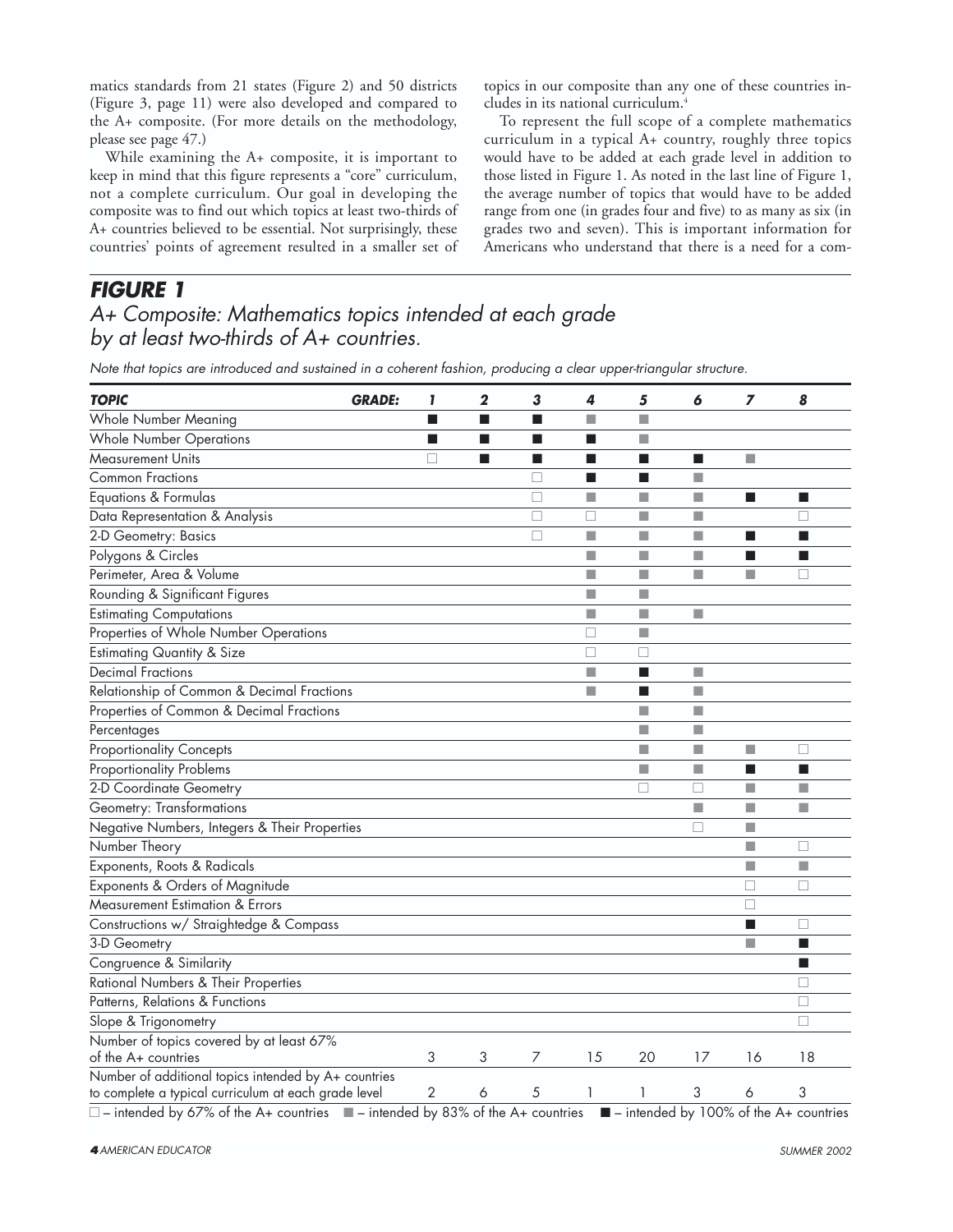matics standards from 21 states (Figure 2) and 50 districts (Figure 3, page 11) were also developed and compared to the A+ composite. (For more details on the methodology, please see page 47.)

While examining the A+ composite, it is important to keep in mind that this figure represents a "core" curriculum, not a complete curriculum. Our goal in developing the composite was to find out which topics at least two-thirds of A+ countries believed to be essential. Not surprisingly, these countries' points of agreement resulted in a smaller set of topics in our composite than any one of these countries includes in its national curriculum.[4]

To represent the full scope of a complete mathematics curriculum in a typical A+ country, roughly three topics would have to be added at each grade level in addition to those listed in Figure 1. As noted in the last line of Figure 1, the average number of topics that would have to be added range from one (in grades four and five) to as many as six (in grades two and seven). This is important information for Americans who understand that there is a need for a com-

## FIGURE 1

*A+ Composite: Mathematics topics intended at each grade by at least two-thirds of A+ countries.*

*Note that topics are introduced and sustained in a coherent fashion, producing a clear upper-triangular structure.*

| TOPIC GRADE: | 1 | 2 | 3 | 4 | 5 | 6 | 7 | 8 |
|---|---|---|---|---|---|---|---|---|
| Whole Number Meaning | ■ | ■ | ■ | ▩ | ▩ | | | |
| Whole Number Operations | ■ | ■ | ■ | ■ | ▩ | | | |
| Measurement Units | □ | ■ | ■ | ■ | ■ | ■ | ▩ | |
| Common Fractions | | | □ | ■ | ■ | ▩ | | |
| Equations & Formulas | | | □ | ▩ | ▩ | ▩ | ■ | ■ |
| Data Representation & Analysis | | | □ | □ | ▩ | ▩ | | □ |
| 2-D Geometry: Basics | | | □ | ▩ | ▩ | ▩ | ■ | ■ |
| Polygons & Circles | | | | ▩ | ▩ | ▩ | ■ | ■ |
| Perimeter, Area & Volume | | | | ▩ | ▩ | ▩ | ▩ | □ |
| Rounding & Significant Figures | | | | ▩ | ▩ | | | |
| Estimating Computations | | | | ▩ | ▩ | ▩ | | |
| Properties of Whole Number Operations | | | | □ | ▩ | | | |
| Estimating Quantity & Size | | | | □ | □ | | | |
| Decimal Fractions | | | | ▩ | ■ | ▩ | | |
| Relationship of Common & Decimal Fractions | | | | ▩ | ■ | ▩ | | |
| Properties of Common & Decimal Fractions | | | | | ▩ | ▩ | | |
| Percentages | | | | | ▩ | ▩ | | |
| Proportionality Concepts | | | | | ▩ | ▩ | ▩ | □ |
| Proportionality Problems | | | | | ▩ | ▩ | ■ | ■ |
| 2-D Coordinate Geometry | | | | | □ | □ | ▩ | ▩ |
| Geometry: Transformations | | | | | | ▩ | ▩ | ▩ |
| Negative Numbers, Integers & Their Properties | | | | | | □ | ▩ | |
| Number Theory | | | | | | | ▩ | □ |
| Exponents, Roots & Radicals | | | | | | | ▩ | ▩ |
| Exponents & Orders of Magnitude | | | | | | | □ | □ |
| Measurement Estimation & Errors | | | | | | | □ | |
| Constructions w/ Straightedge & Compass | | | | | | | ■ | □ |
| 3-D Geometry | | | | | | | ▩ | ■ |
| Congruence & Similarity | | | | | | | | ■ |
| Rational Numbers & Their Properties | | | | | | | | □ |
| Patterns, Relations & Functions | | | | | | | | □ |
| Slope & Trigonometry | | | | | | | | □ |
| Number of topics covered by at least 67% of the A+ countries | 3 | 3 | 7 | 15 | 20 | 17 | 16 | 18 |
| Number of additional topics intended by A+ countries to complete a typical curriculum at each grade level | 2 | 6 | 5 | 1 | 1 | 3 | 6 | 3 |

□ – intended by 67% of the A+ countries ▩ – intended by 83% of the A+ countries ■ – intended by 100% of the A+ countries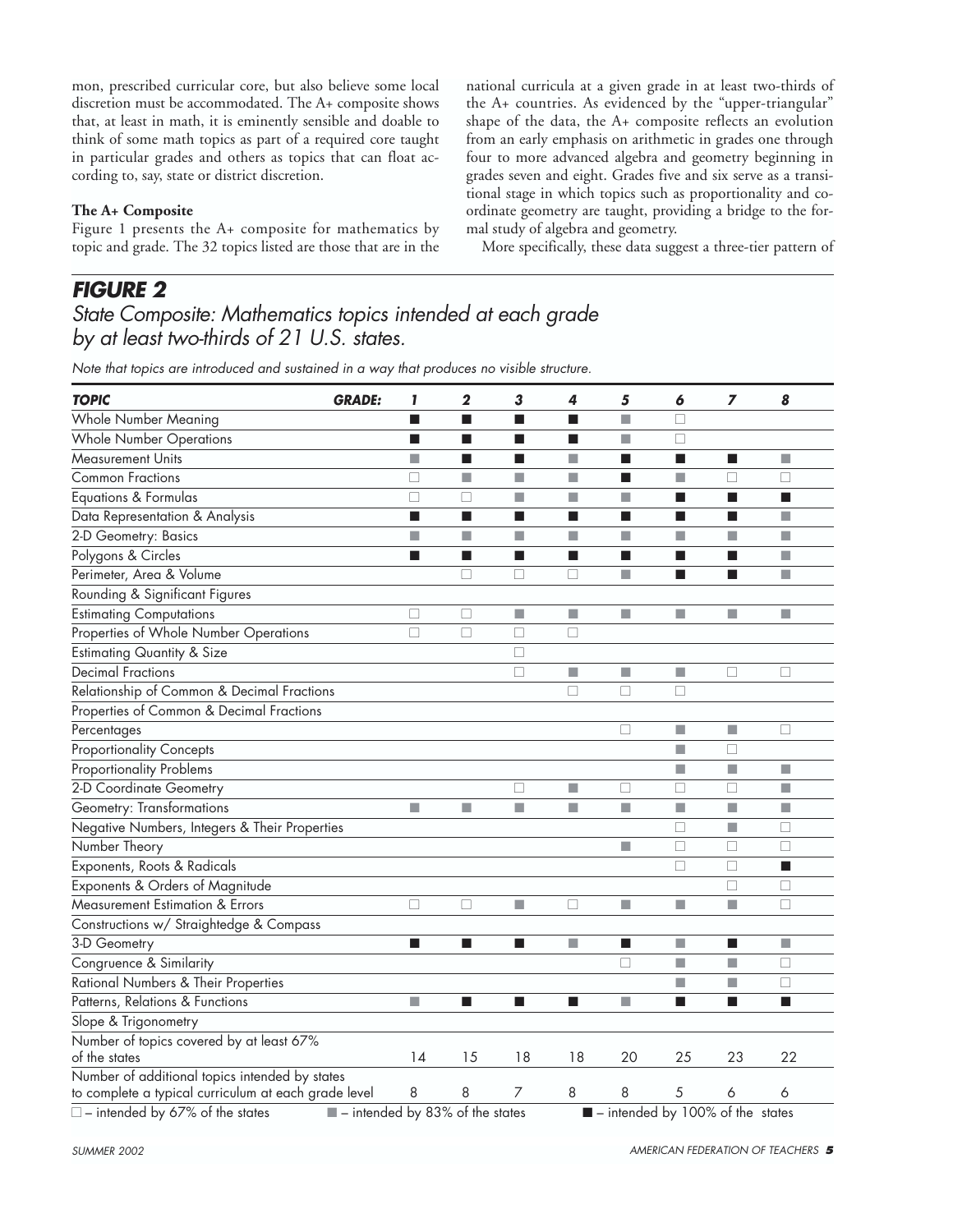mon, prescribed curricular core, but also believe some local discretion must be accommodated. The A+ composite shows that, at least in math, it is eminently sensible and doable to think of some math topics as part of a required core taught in particular grades and others as topics that can float according to, say, state or district discretion.

**The A+ Composite**

Figure 1 presents the A+ composite for mathematics by topic and grade. The 32 topics listed are those that are in the national curricula at a given grade in at least two-thirds of the A+ countries. As evidenced by the "upper-triangular" shape of the data, the A+ composite reflects an evolution from an early emphasis on arithmetic in grades one through four to more advanced algebra and geometry beginning in grades seven and eight. Grades five and six serve as a transitional stage in which topics such as proportionality and coordinate geometry are taught, providing a bridge to the formal study of algebra and geometry.

More specifically, these data suggest a three-tier pattern of

## FIGURE 2

*State Composite: Mathematics topics intended at each grade by at least two-thirds of 21 U.S. states.*

*Note that topics are introduced and sustained in a way that produces no visible structure.*

| TOPIC GRADE: | 1 | 2 | 3 | 4 | 5 | 6 | 7 | 8 |
|---|---|---|---|---|---|---|---|---|
| Whole Number Meaning | ■ | ■ | ■ | ■ | ▒ | □ | | |
| Whole Number Operations | ■ | ■ | ■ | ■ | ▒ | □ | | |
| Measurement Units | ▒ | ■ | ■ | ▒ | ■ | ■ | ■ | ▒ |
| Common Fractions | □ | ▒ | ▒ | ▒ | ■ | ▒ | □ | □ |
| Equations & Formulas | □ | □ | ▒ | ▒ | ▒ | ■ | ■ | ■ |
| Data Representation & Analysis | ■ | ■ | ■ | ■ | ■ | ■ | ■ | ▒ |
| 2-D Geometry: Basics | ▒ | ▒ | ▒ | ▒ | ▒ | ▒ | ▒ | ▒ |
| Polygons & Circles | ■ | ■ | ■ | ■ | ■ | ■ | ■ | ▒ |
| Perimeter, Area & Volume | | □ | □ | □ | ▒ | ■ | ■ | ▒ |
| Rounding & Significant Figures | | | | | | | | |
| Estimating Computations | □ | □ | ▒ | ▒ | ▒ | ▒ | ▒ | ▒ |
| Properties of Whole Number Operations | □ | □ | □ | □ | | | | |
| Estimating Quantity & Size | | | □ | | | | | |
| Decimal Fractions | | | □ | ▒ | ▒ | ▒ | □ | □ |
| Relationship of Common & Decimal Fractions | | | | □ | □ | □ | | |
| Properties of Common & Decimal Fractions | | | | | | | | |
| Percentages | | | | | □ | ▒ | ▒ | □ |
| Proportionality Concepts | | | | | | ▒ | □ | |
| Proportionality Problems | | | | | | ▒ | ▒ | ▒ |
| 2-D Coordinate Geometry | | | □ | ▒ | □ | □ | □ | ▒ |
| Geometry: Transformations | ▒ | ▒ | ▒ | ▒ | ▒ | ▒ | ▒ | ▒ |
| Negative Numbers, Integers & Their Properties | | | | | | □ | ▒ | □ |
| Number Theory | | | | | ▒ | □ | □ | □ |
| Exponents, Roots & Radicals | | | | | | □ | □ | ■ |
| Exponents & Orders of Magnitude | | | | | | | □ | □ |
| Measurement Estimation & Errors | □ | □ | ▒ | □ | ▒ | ▒ | ▒ | □ |
| Constructions w/ Straightedge & Compass | | | | | | | | |
| 3-D Geometry | ■ | ■ | ■ | ▒ | ■ | ▒ | ■ | ▒ |
| Congruence & Similarity | | | | | □ | ▒ | ▒ | □ |
| Rational Numbers & Their Properties | | | | | | ▒ | ▒ | □ |
| Patterns, Relations & Functions | ▒ | ■ | ■ | ■ | ▒ | ■ | ■ | ■ |
| Slope & Trigonometry | | | | | | | | |
| Number of topics covered by at least 67% of the states | 14 | 15 | 18 | 18 | 20 | 25 | 23 | 22 |
| Number of additional topics intended by states to complete a typical curriculum at each grade level | 8 | 8 | 7 | 8 | 8 | 5 | 6 | 6 |

□ – intended by 67% of the states ▒ – intended by 83% of the states ■ – intended by 100% of the states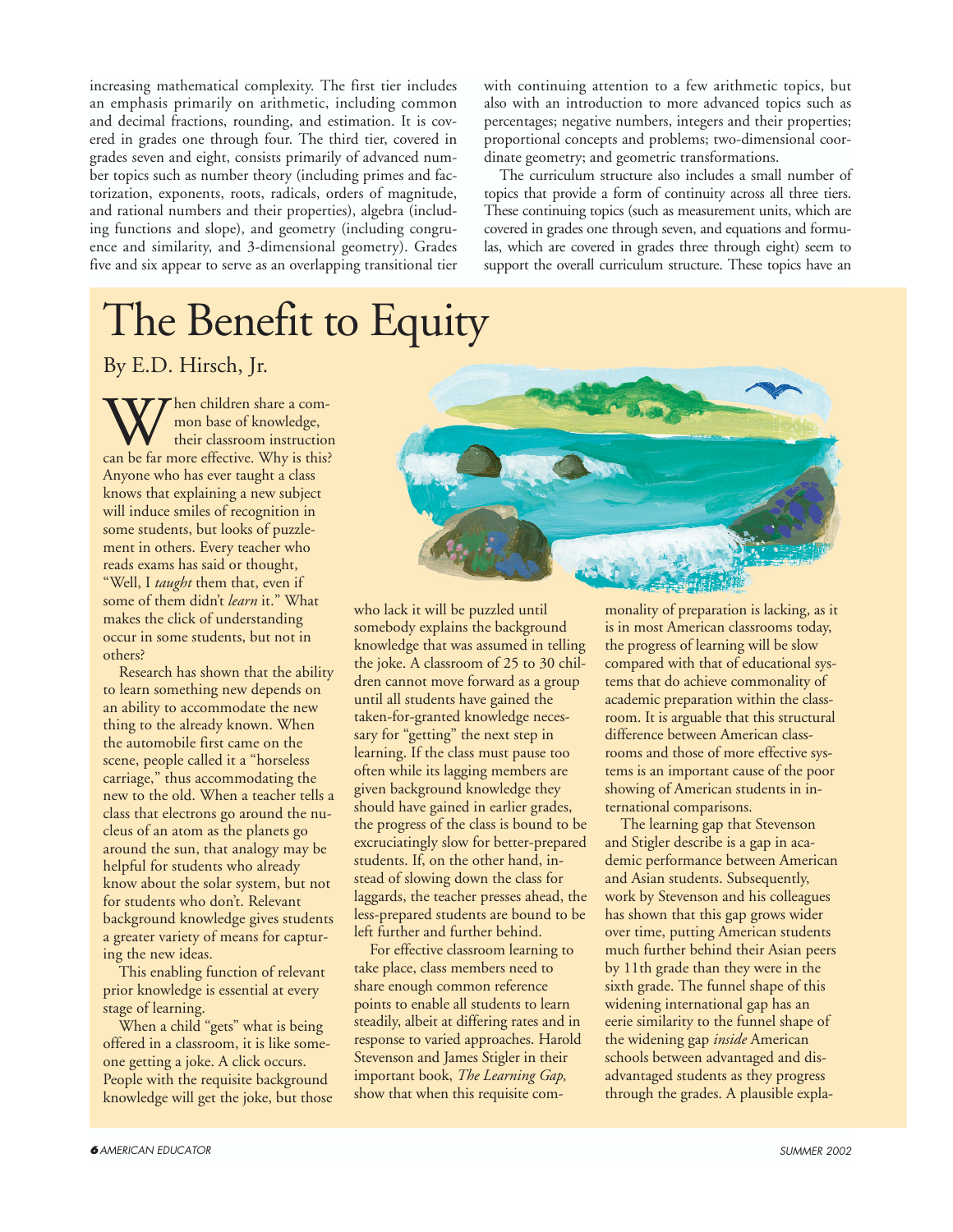increasing mathematical complexity. The first tier includes an emphasis primarily on arithmetic, including common and decimal fractions, rounding, and estimation. It is covered in grades one through four. The third tier, covered in grades seven and eight, consists primarily of advanced number topics such as number theory (including primes and factorization, exponents, roots, radicals, orders of magnitude, and rational numbers and their properties), algebra (including functions and slope), and geometry (including congruence and similarity, and 3-dimensional geometry). Grades five and six appear to serve as an overlapping transitional tier with continuing attention to a few arithmetic topics, but also with an introduction to more advanced topics such as percentages; negative numbers, integers and their properties; proportional concepts and problems; two-dimensional coordinate geometry; and geometric transformations.

The curriculum structure also includes a small number of topics that provide a form of continuity across all three tiers. These continuing topics (such as measurement units, which are covered in grades one through seven, and equations and formulas, which are covered in grades three through eight) seem to support the overall curriculum structure. These topics have an

# The Benefit to Equity

By E.D. Hirsch, Jr.

When children share a common base of knowledge, their classroom instruction can be far more effective. Why is this? Anyone who has ever taught a class knows that explaining a new subject will induce smiles of recognition in some students, but looks of puzzlement in others. Every teacher who reads exams has said or thought, "Well, I *taught* them that, even if some of them didn't *learn* it." What makes the click of understanding occur in some students, but not in others?

Research has shown that the ability to learn something new depends on an ability to accommodate the new thing to the already known. When the automobile first came on the scene, people called it a "horseless carriage," thus accommodating the new to the old. When a teacher tells a class that electrons go around the nucleus of an atom as the planets go around the sun, that analogy may be helpful for students who already know about the solar system, but not for students who don't. Relevant background knowledge gives students a greater variety of means for capturing the new ideas.

This enabling function of relevant prior knowledge is essential at every stage of learning.

When a child "gets" what is being offered in a classroom, it is like someone getting a joke. A click occurs. People with the requisite background knowledge will get the joke, but those who lack it will be puzzled until somebody explains the background knowledge that was assumed in telling the joke. A classroom of 25 to 30 children cannot move forward as a group until all students have gained the taken-for-granted knowledge necessary for "getting" the next step in learning. If the class must pause too often while its lagging members are given background knowledge they should have gained in earlier grades, the progress of the class is bound to be excruciatingly slow for better-prepared students. If, on the other hand, instead of slowing down the class for laggards, the teacher presses ahead, the less-prepared students are bound to be left further and further behind.

For effective classroom learning to take place, class members need to share enough common reference points to enable all students to learn steadily, albeit at differing rates and in response to varied approaches. Harold Stevenson and James Stigler in their important book, *The Learning Gap,* show that when this requisite commonality of preparation is lacking, as it is in most American classrooms today, the progress of learning will be slow compared with that of educational systems that do achieve commonality of academic preparation within the classroom. It is arguable that this structural difference between American classrooms and those of more effective systems is an important cause of the poor showing of American students in international comparisons.

The learning gap that Stevenson and Stigler describe is a gap in academic performance between American and Asian students. Subsequently, work by Stevenson and his colleagues has shown that this gap grows wider over time, putting American students much further behind their Asian peers by 11th grade than they were in the sixth grade. The funnel shape of this widening international gap has an eerie similarity to the funnel shape of the widening gap *inside* American schools between advantaged and disadvantaged students as they progress through the grades. A plausible expla-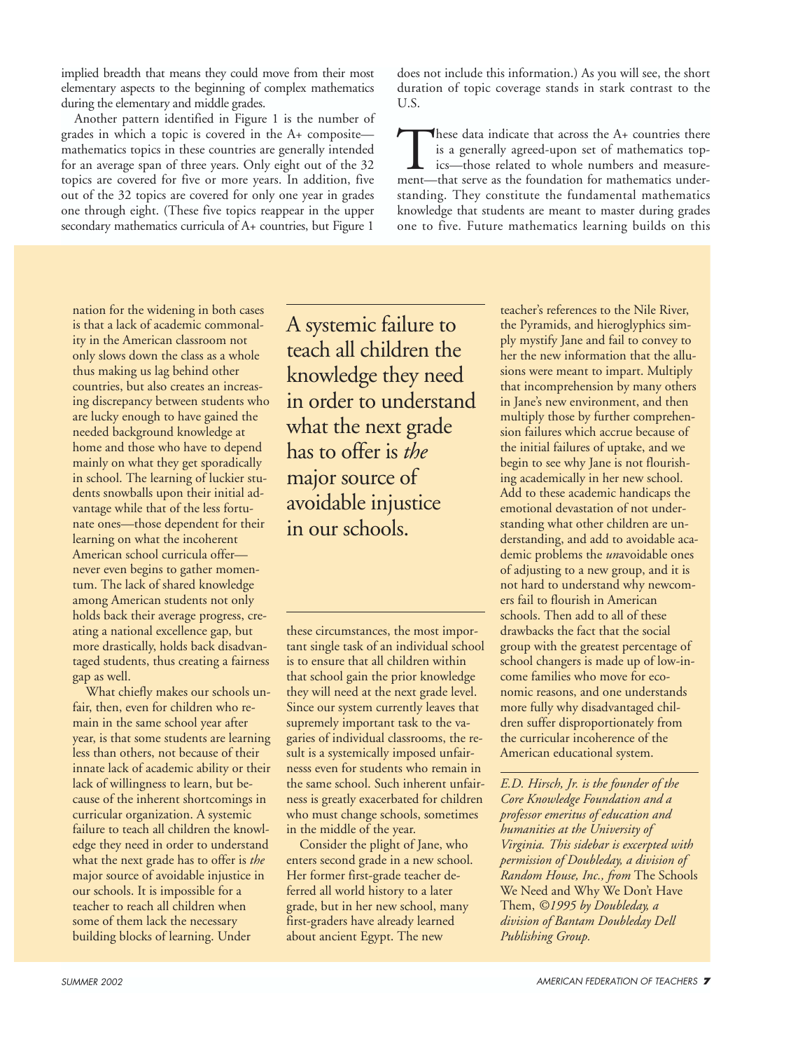implied breadth that means they could move from their most elementary aspects to the beginning of complex mathematics during the elementary and middle grades.

Another pattern identified in Figure 1 is the number of grades in which a topic is covered in the A+ composite—mathematics topics in these countries are generally intended for an average span of three years. Only eight out of the 32 topics are covered for five or more years. In addition, five out of the 32 topics are covered for only one year in grades one through eight. (These five topics reappear in the upper secondary mathematics curricula of A+ countries, but Figure 1 does not include this information.) As you will see, the short duration of topic coverage stands in stark contrast to the U.S.

These data indicate that across the A+ countries there is a generally agreed-upon set of mathematics topics—those related to whole numbers and measurement—that serve as the foundation for mathematics understanding. They constitute the fundamental mathematics knowledge that students are meant to master during grades one to five. Future mathematics learning builds on this

---

nation for the widening in both cases is that a lack of academic commonality in the American classroom not only slows down the class as a whole thus making us lag behind other countries, but also creates an increasing discrepancy between students who are lucky enough to have gained the needed background knowledge at home and those who have to depend mainly on what they get sporadically in school. The learning of luckier students snowballs upon their initial advantage while that of the less fortunate ones—those dependent for their learning on what the incoherent American school curricula offer—never even begins to gather momentum. The lack of shared knowledge among American students not only holds back their average progress, creating a national excellence gap, but more drastically, holds back disadvantaged students, thus creating a fairness gap as well.

What chiefly makes our schools unfair, then, even for children who remain in the same school year after year, is that some students are learning less than others, not because of their innate lack of academic ability or their lack of willingness to learn, but because of the inherent shortcomings in curricular organization. A systemic failure to teach all children the knowledge they need in order to understand what the next grade has to offer is *the* major source of avoidable injustice in our schools. It is impossible for a teacher to reach all children when some of them lack the necessary building blocks of learning. Under these circumstances, the most important single task of an individual school is to ensure that all children within that school gain the prior knowledge they will need at the next grade level. Since our system currently leaves that supremely important task to the vagaries of individual classrooms, the result is a systemically imposed unfairnesss even for students who remain in the same school. Such inherent unfairness is greatly exacerbated for children who must change schools, sometimes in the middle of the year.

> A systemic failure to teach all children the knowledge they need in order to understand what the next grade has to offer is *the* major source of avoidable injustice in our schools.

Consider the plight of Jane, who enters second grade in a new school. Her former first-grade teacher deferred all world history to a later grade, but in her new school, many first-graders have already learned about ancient Egypt. The new teacher's references to the Nile River, the Pyramids, and hieroglyphics simply mystify Jane and fail to convey to her the new information that the allusions were meant to impart. Multiply that incomprehension by many others in Jane's new environment, and then multiply those by further comprehension failures which accrue because of the initial failures of uptake, and we begin to see why Jane is not flourishing academically in her new school. Add to these academic handicaps the emotional devastation of not understanding what other children are understanding, and add to avoidable academic problems the *un*avoidable ones of adjusting to a new group, and it is not hard to understand why newcomers fail to flourish in American schools. Then add to all of these drawbacks the fact that the social group with the greatest percentage of school changers is made up of low-income families who move for economic reasons, and one understands more fully why disadvantaged children suffer disproportionately from the curricular incoherence of the American educational system.

*E.D. Hirsch, Jr. is the founder of the Core Knowledge Foundation and a professor emeritus of education and humanities at the University of Virginia. This sidebar is excerpted with permission of Doubleday, a division of Random House, Inc., from* The Schools We Need and Why We Don't Have Them, *©1995 by Doubleday, a division of Bantam Doubleday Dell Publishing Group.*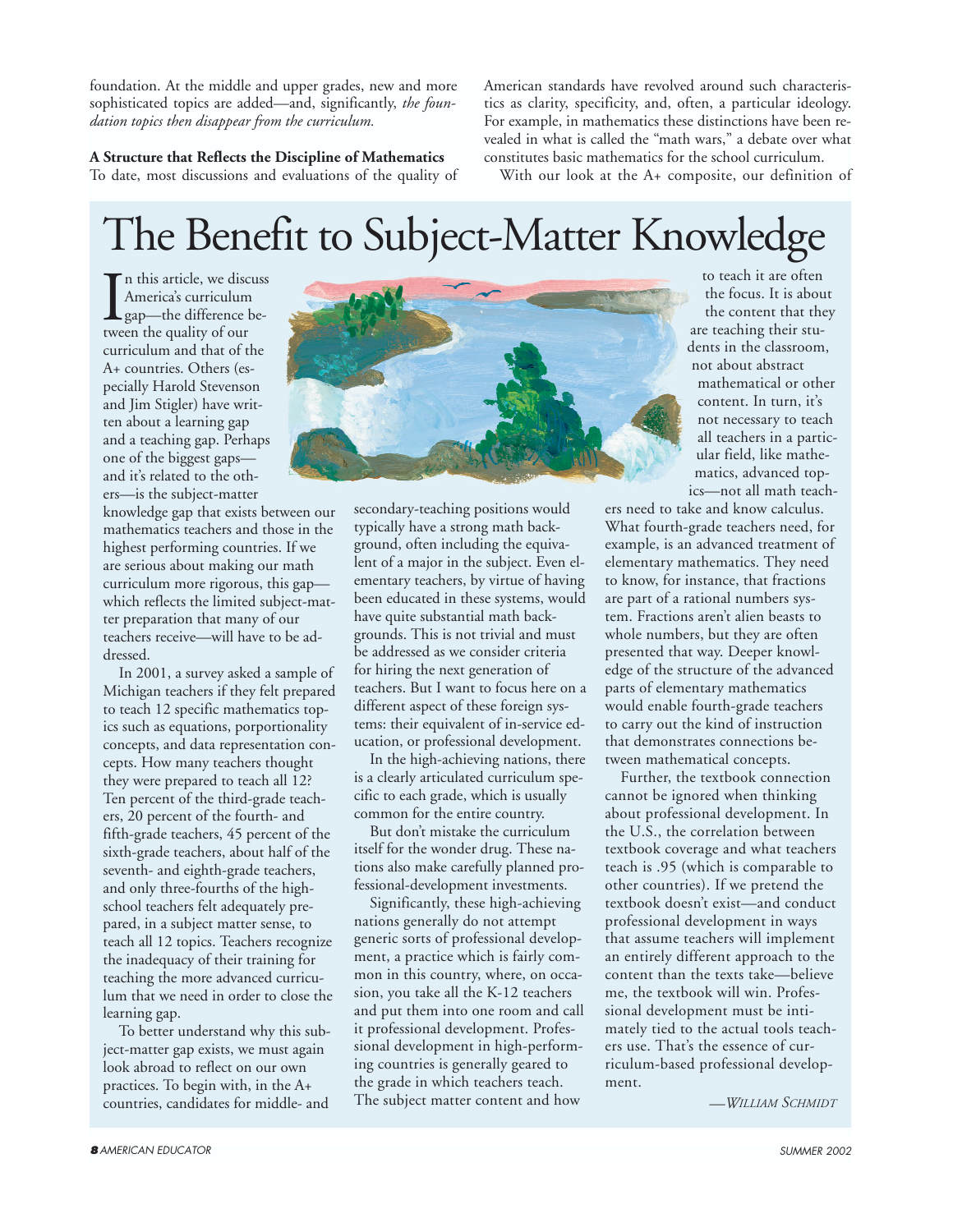foundation. At the middle and upper grades, new and more sophisticated topics are added—and, significantly, *the foundation topics then disappear from the curriculum.*

**A Structure that Reflects the Discipline of Mathematics**

To date, most discussions and evaluations of the quality of American standards have revolved around such characteristics as clarity, specificity, and, often, a particular ideology. For example, in mathematics these distinctions have been revealed in what is called the "math wars," a debate over what constitutes basic mathematics for the school curriculum.

With our look at the A+ composite, our definition of

# The Benefit to Subject-Matter Knowledge

In this article, we discuss America's curriculum gap—the difference between the quality of our curriculum and that of the A+ countries. Others (especially Harold Stevenson and Jim Stigler) have written about a learning gap and a teaching gap. Perhaps one of the biggest gaps—and it's related to the others—is the subject-matter knowledge gap that exists between our mathematics teachers and those in the highest performing countries. If we are serious about making our math curriculum more rigorous, this gap—which reflects the limited subject-matter preparation that many of our teachers receive—will have to be addressed.

In 2001, a survey asked a sample of Michigan teachers if they felt prepared to teach 12 specific mathematics topics such as equations, porportionality concepts, and data representation concepts. How many teachers thought they were prepared to teach all 12? Ten percent of the third-grade teachers, 20 percent of the fourth- and fifth-grade teachers, 45 percent of the sixth-grade teachers, about half of the seventh- and eighth-grade teachers, and only three-fourths of the high-school teachers felt adequately prepared, in a subject matter sense, to teach all 12 topics. Teachers recognize the inadequacy of their training for teaching the more advanced curriculum that we need in order to close the learning gap.

To better understand why this subject-matter gap exists, we must again look abroad to reflect on our own practices. To begin with, in the A+ countries, candidates for middle- and secondary-teaching positions would typically have a strong math background, often including the equivalent of a major in the subject. Even elementary teachers, by virtue of having been educated in these systems, would have quite substantial math backgrounds. This is not trivial and must be addressed as we consider criteria for hiring the next generation of teachers. But I want to focus here on a different aspect of these foreign systems: their equivalent of in-service education, or professional development.

In the high-achieving nations, there is a clearly articulated curriculum specific to each grade, which is usually common for the entire country.

But don't mistake the curriculum itself for the wonder drug. These nations also make carefully planned professional-development investments.

Significantly, these high-achieving nations generally do not attempt generic sorts of professional development, a practice which is fairly common in this country, where, on occasion, you take all the K-12 teachers and put them into one room and call it professional development. Professional development in high-performing countries is generally geared to the grade in which teachers teach. The subject matter content and how to teach it are often the focus. It is about the content that they are teaching their students in the classroom, not about abstract mathematical or other content. In turn, it's not necessary to teach all teachers in a particular field, like mathematics, advanced topics—not all math teachers need to take and know calculus. What fourth-grade teachers need, for example, is an advanced treatment of elementary mathematics. They need to know, for instance, that fractions are part of a rational numbers system. Fractions aren't alien beasts to whole numbers, but they are often presented that way. Deeper knowledge of the structure of the advanced parts of elementary mathematics would enable fourth-grade teachers to carry out the kind of instruction that demonstrates connections between mathematical concepts.

Further, the textbook connection cannot be ignored when thinking about professional development. In the U.S., the correlation between textbook coverage and what teachers teach is .95 (which is comparable to other countries). If we pretend the textbook doesn't exist—and conduct professional development in ways that assume teachers will implement an entirely different approach to the content than the texts take—believe me, the textbook will win. Professional development must be intimately tied to the actual tools teachers use. That's the essence of curriculum-based professional development.

*—William Schmidt*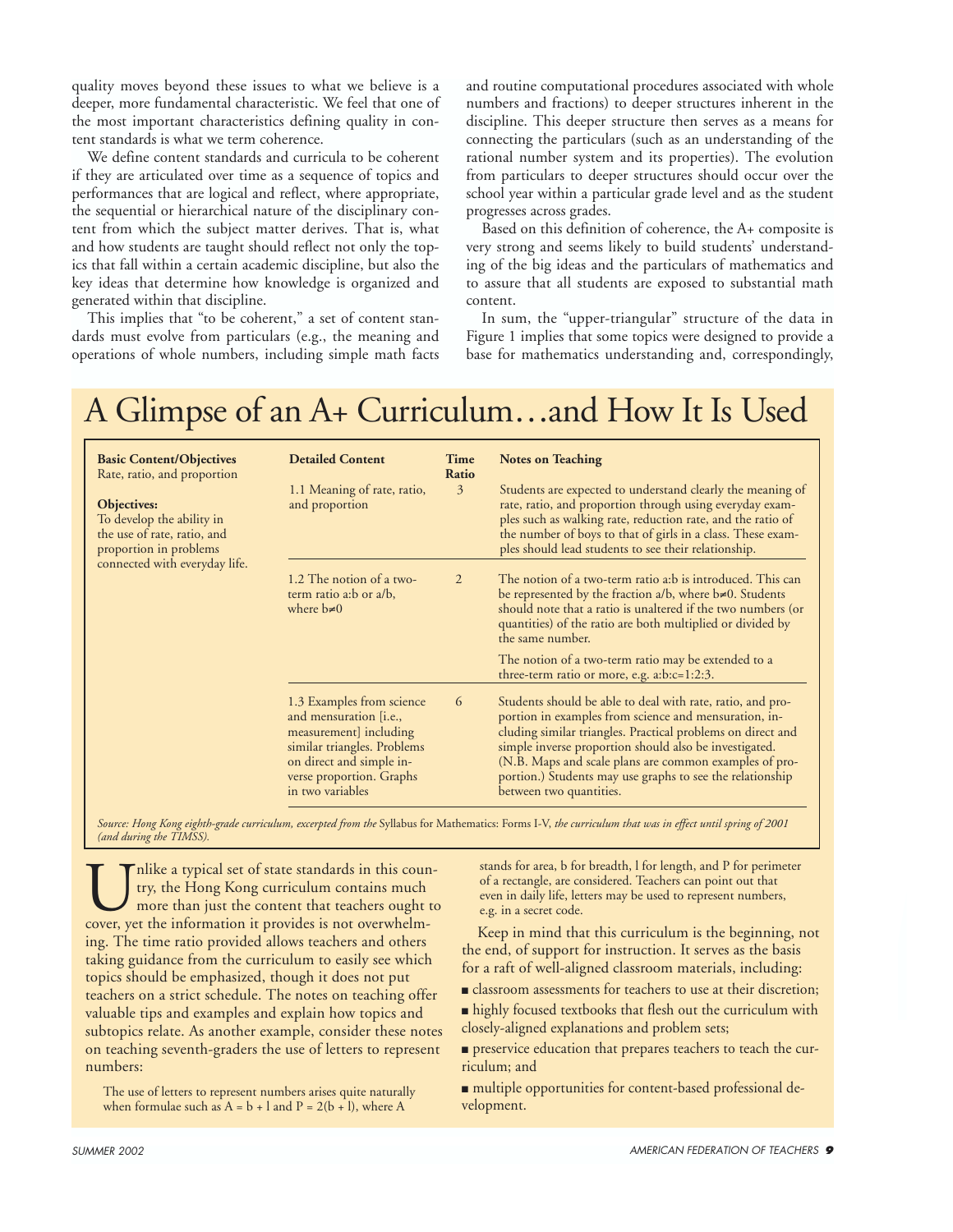quality moves beyond these issues to what we believe is a deeper, more fundamental characteristic. We feel that one of the most important characteristics defining quality in content standards is what we term coherence.

We define content standards and curricula to be coherent if they are articulated over time as a sequence of topics and performances that are logical and reflect, where appropriate, the sequential or hierarchical nature of the disciplinary content from which the subject matter derives. That is, what and how students are taught should reflect not only the topics that fall within a certain academic discipline, but also the key ideas that determine how knowledge is organized and generated within that discipline.

This implies that "to be coherent," a set of content standards must evolve from particulars (e.g., the meaning and operations of whole numbers, including simple math facts and routine computational procedures associated with whole numbers and fractions) to deeper structures inherent in the discipline. This deeper structure then serves as a means for connecting the particulars (such as an understanding of the rational number system and its properties). The evolution from particulars to deeper structures should occur over the school year within a particular grade level and as the student progresses across grades.

Based on this definition of coherence, the A+ composite is very strong and seems likely to build students' understanding of the big ideas and the particulars of mathematics and to assure that all students are exposed to substantial math content.

In sum, the "upper-triangular" structure of the data in Figure 1 implies that some topics were designed to provide a base for mathematics understanding and, correspondingly,

# A Glimpse of an A+ Curriculum…and How It Is Used

| Basic Content/Objectives | Detailed Content | Time Ratio | Notes on Teaching |
|---|---|---|---|
| Rate, ratio, and proportion<br><br>**Objectives:**<br>To develop the ability in the use of rate, ratio, and proportion in problems connected with everyday life. | 1.1 Meaning of rate, ratio, and proportion | 3 | Students are expected to understand clearly the meaning of rate, ratio, and proportion through using everyday examples such as walking rate, reduction rate, and the ratio of the number of boys to that of girls in a class. These examples should lead students to see their relationship. |
| | 1.2 The notion of a two-term ratio a:b or a/b, where $b \neq 0$ | 2 | The notion of a two-term ratio a:b is introduced. This can be represented by the fraction a/b, where $b \neq 0$. Students should note that a ratio is unaltered if the two numbers (or quantities) of the ratio are both multiplied or divided by the same number.<br><br>The notion of a two-term ratio may be extended to a three-term ratio or more, e.g. a:b:c=1:2:3. |
| | 1.3 Examples from science and mensuration [i.e., measurement] including similar triangles. Problems on direct and simple inverse proportion. Graphs in two variables | 6 | Students should be able to deal with rate, ratio, and proportion in examples from science and mensuration, including similar triangles. Practical problems on direct and simple inverse proportion should also be investigated. (N.B. Maps and scale plans are common examples of proportion.) Students may use graphs to see the relationship between two quantities. |

*Source: Hong Kong eighth-grade curriculum, excerpted from the* Syllabus for Mathematics: Forms I-V, *the curriculum that was in effect until spring of 2001 (and during the TIMSS).*

Unlike a typical set of state standards in this country, the Hong Kong curriculum contains much more than just the content that teachers ought to cover, yet the information it provides is not overwhelming. The time ratio provided allows teachers and others taking guidance from the curriculum to easily see which topics should be emphasized, though it does not put teachers on a strict schedule. The notes on teaching offer valuable tips and examples and explain how topics and subtopics relate. As another example, consider these notes on teaching seventh-graders the use of letters to represent numbers:

> The use of letters to represent numbers arises quite naturally when formulae such as $A = b + l$ and $P = 2(b + l)$, where A stands for area, b for breadth, l for length, and P for perimeter of a rectangle, are considered. Teachers can point out that even in daily life, letters may be used to represent numbers, e.g. in a secret code.

Keep in mind that this curriculum is the beginning, not the end, of support for instruction. It serves as the basis for a raft of well-aligned classroom materials, including:

- classroom assessments for teachers to use at their discretion;
- highly focused textbooks that flesh out the curriculum with closely-aligned explanations and problem sets;
- preservice education that prepares teachers to teach the curriculum; and
- multiple opportunities for content-based professional development.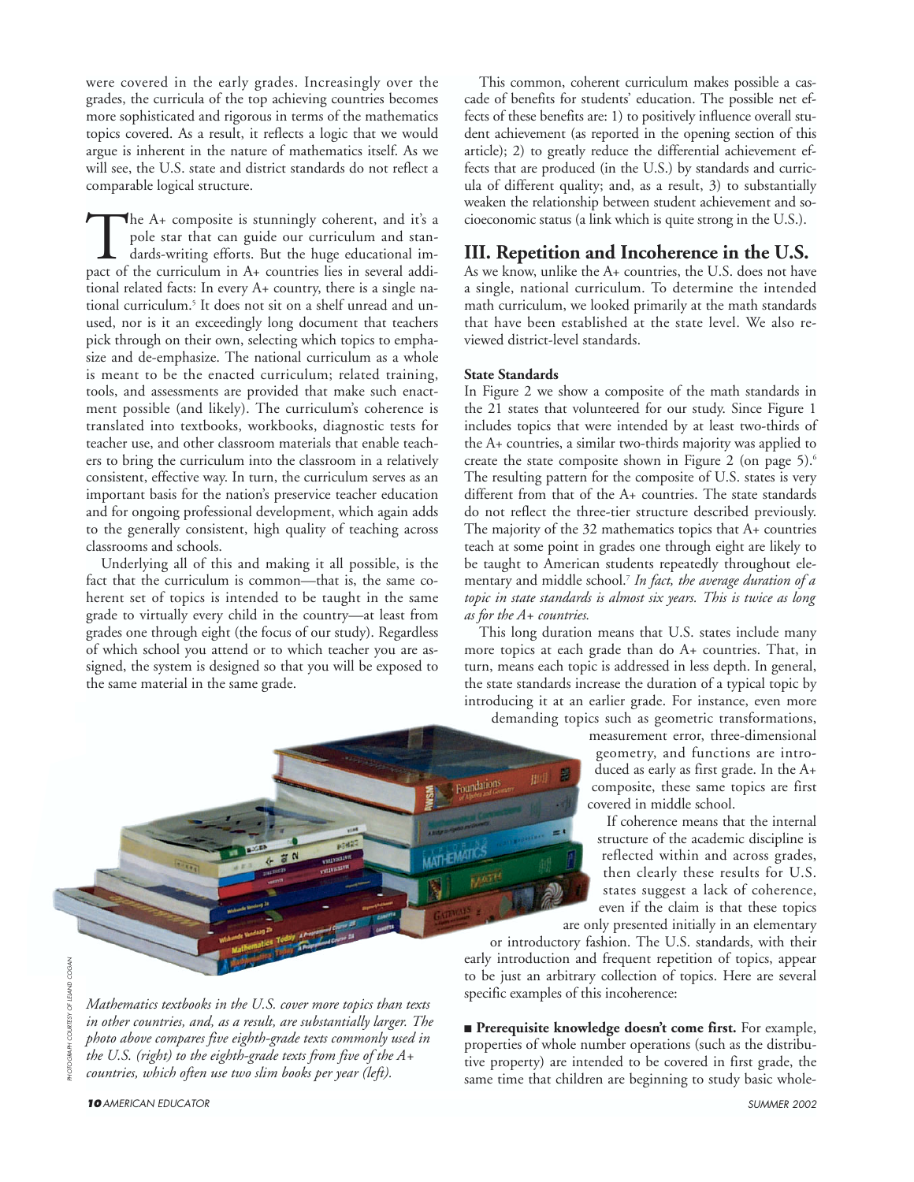were covered in the early grades. Increasingly over the grades, the curricula of the top achieving countries becomes more sophisticated and rigorous in terms of the mathematics topics covered. As a result, it reflects a logic that we would argue is inherent in the nature of mathematics itself. As we will see, the U.S. state and district standards do not reflect a comparable logical structure.

The A+ composite is stunningly coherent, and it's a pole star that can guide our curriculum and standards-writing efforts. But the huge educational impact of the curriculum in A+ countries lies in several additional related facts: In every A+ country, there is a single national curriculum.[5] It does not sit on a shelf unread and unused, nor is it an exceedingly long document that teachers pick through on their own, selecting which topics to emphasize and de-emphasize. The national curriculum as a whole is meant to be the enacted curriculum; related training, tools, and assessments are provided that make such enactment possible (and likely). The curriculum's coherence is translated into textbooks, workbooks, diagnostic tests for teacher use, and other classroom materials that enable teachers to bring the curriculum into the classroom in a relatively consistent, effective way. In turn, the curriculum serves as an important basis for the nation's preservice teacher education and for ongoing professional development, which again adds to the generally consistent, high quality of teaching across classrooms and schools.

Underlying all of this and making it all possible, is the fact that the curriculum is common—that is, the same coherent set of topics is intended to be taught in the same grade to virtually every child in the country—at least from grades one through eight (the focus of our study). Regardless of which school you attend or to which teacher you are assigned, the system is designed so that you will be exposed to the same material in the same grade.

*Mathematics textbooks in the U.S. cover more topics than texts in other countries, and, as a result, are substantially larger. The photo above compares five eighth-grade texts commonly used in the U.S. (right) to the eighth-grade texts from five of the A+ countries, which often use two slim books per year (left).*

PHOTOGRAPH COURTESY OF LELAND COGAN

This common, coherent curriculum makes possible a cascade of benefits for students' education. The possible net effects of these benefits are: 1) to positively influence overall student achievement (as reported in the opening section of this article); 2) to greatly reduce the differential achievement effects that are produced (in the U.S.) by standards and curricula of different quality; and, as a result, 3) to substantially weaken the relationship between student achievement and socioeconomic status (a link which is quite strong in the U.S.).

## III. Repetition and Incoherence in the U.S.

As we know, unlike the A+ countries, the U.S. does not have a single, national curriculum. To determine the intended math curriculum, we looked primarily at the math standards that have been established at the state level. We also reviewed district-level standards.

### State Standards

In Figure 2 we show a composite of the math standards in the 21 states that volunteered for our study. Since Figure 1 includes topics that were intended by at least two-thirds of the A+ countries, a similar two-thirds majority was applied to create the state composite shown in Figure 2 (on page 5).[6] The resulting pattern for the composite of U.S. states is very different from that of the A+ countries. The state standards do not reflect the three-tier structure described previously. The majority of the 32 mathematics topics that A+ countries teach at some point in grades one through eight are likely to be taught to American students repeatedly throughout elementary and middle school.[7] *In fact, the average duration of a topic in state standards is almost six years. This is twice as long as for the A+ countries.*

This long duration means that U.S. states include many more topics at each grade than do A+ countries. That, in turn, means each topic is addressed in less depth. In general, the state standards increase the duration of a typical topic by introducing it at an earlier grade. For instance, even more demanding topics such as geometric transformations, measurement error, three-dimensional geometry, and functions are introduced as early as first grade. In the A+ composite, these same topics are first covered in middle school.

If coherence means that the internal structure of the academic discipline is reflected within and across grades, then clearly these results for U.S. states suggest a lack of coherence, even if the claim is that these topics are only presented initially in an elementary or introductory fashion. The U.S. standards, with their early introduction and frequent repetition of topics, appear to be just an arbitrary collection of topics. Here are several specific examples of this incoherence:

■ **Prerequisite knowledge doesn't come first.** For example, properties of whole number operations (such as the distributive property) are intended to be covered in first grade, the same time that children are beginning to study basic whole-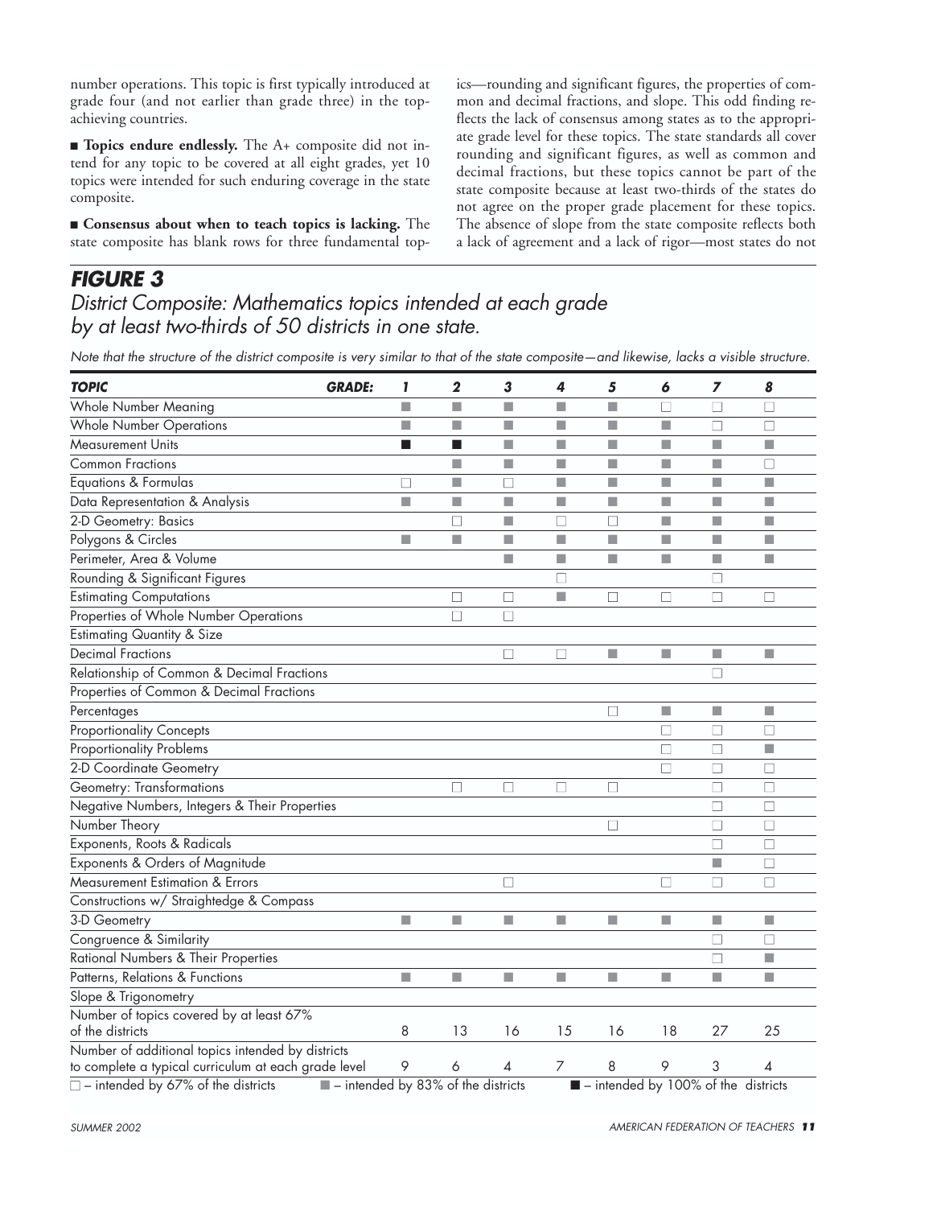number operations. This topic is first typically introduced at grade four (and not earlier than grade three) in the top-achieving countries.

■ **Topics endure endlessly.** The A+ composite did not intend for any topic to be covered at all eight grades, yet 10 topics were intended for such enduring coverage in the state composite.

■ **Consensus about when to teach topics is lacking.** The state composite has blank rows for three fundamental topics—rounding and significant figures, the properties of common and decimal fractions, and slope. This odd finding reflects the lack of consensus among states as to the appropriate grade level for these topics. The state standards all cover rounding and significant figures, as well as common and decimal fractions, but these topics cannot be part of the state composite because at least two-thirds of the states do not agree on the proper grade placement for these topics. The absence of slope from the state composite reflects both a lack of agreement and a lack of rigor—most states do not

## FIGURE 3

*District Composite: Mathematics topics intended at each grade by at least two-thirds of 50 districts in one state.*

*Note that the structure of the district composite is very similar to that of the state composite—and likewise, lacks a visible structure.*

| TOPIC GRADE: | 1 | 2 | 3 | 4 | 5 | 6 | 7 | 8 |
|---|---|---|---|---|---|---|---|---|
| Whole Number Meaning | ■ | ■ | ■ | ■ | ■ | □ | □ | □ |
| Whole Number Operations | ■ | ■ | ■ | ■ | ■ | ■ | □ | □ |
| Measurement Units | ■ | ■ | ■ | ■ | ■ | ■ | ■ | ■ |
| Common Fractions | | ■ | ■ | ■ | ■ | ■ | ■ | □ |
| Equations & Formulas | □ | ■ | □ | ■ | ■ | ■ | ■ | ■ |
| Data Representation & Analysis | ■ | ■ | ■ | ■ | ■ | ■ | ■ | ■ |
| 2-D Geometry: Basics | | □ | ■ | □ | □ | ■ | ■ | ■ |
| Polygons & Circles | ■ | ■ | ■ | ■ | ■ | ■ | ■ | ■ |
| Perimeter, Area & Volume | | | ■ | ■ | ■ | ■ | ■ | ■ |
| Rounding & Significant Figures | | | | □ | | | □ | |
| Estimating Computations | | □ | □ | ■ | □ | □ | □ | □ |
| Properties of Whole Number Operations | | □ | □ | | | | | |
| Estimating Quantity & Size | | | | | | | | |
| Decimal Fractions | | | □ | □ | ■ | ■ | ■ | ■ |
| Relationship of Common & Decimal Fractions | | | | | | | □ | |
| Properties of Common & Decimal Fractions | | | | | | | | |
| Percentages | | | | | □ | ■ | ■ | ■ |
| Proportionality Concepts | | | | | | □ | □ | □ |
| Proportionality Problems | | | | | | □ | □ | ■ |
| 2-D Coordinate Geometry | | | | | | □ | □ | □ |
| Geometry: Transformations | | □ | □ | □ | □ | | □ | □ |
| Negative Numbers, Integers & Their Properties | | | | | | | □ | □ |
| Number Theory | | | | | □ | | □ | □ |
| Exponents, Roots & Radicals | | | | | | | □ | □ |
| Exponents & Orders of Magnitude | | | | | | | ■ | □ |
| Measurement Estimation & Errors | | | □ | | | □ | □ | □ |
| Constructions w/ Straightedge & Compass | | | | | | | | |
| 3-D Geometry | ■ | ■ | ■ | ■ | ■ | ■ | ■ | ■ |
| Congruence & Similarity | | | | | | | □ | □ |
| Rational Numbers & Their Properties | | | | | | | □ | ■ |
| Patterns, Relations & Functions | ■ | ■ | ■ | ■ | ■ | ■ | ■ | ■ |
| Slope & Trigonometry | | | | | | | | |
| Number of topics covered by at least 67% of the districts | 8 | 13 | 16 | 15 | 16 | 18 | 27 | 25 |
| Number of additional topics intended by districts to complete a typical curriculum at each grade level | 9 | 6 | 4 | 7 | 8 | 9 | 3 | 4 |

□ – intended by 67% of the districts ■ – intended by 83% of the districts ■ – intended by 100% of the districts

(In Measurement Units, grades 1 and 2 are intended by 100% of the districts.)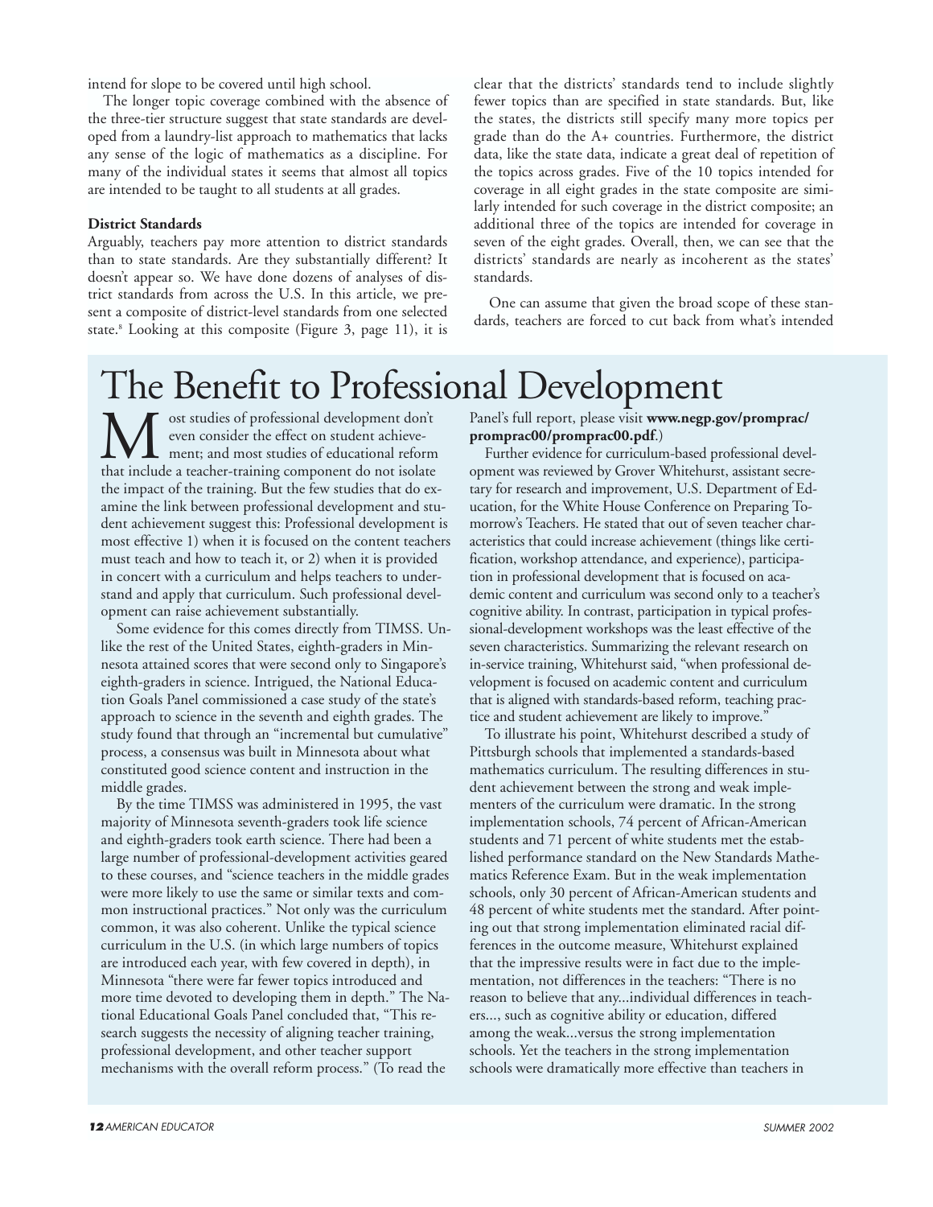intend for slope to be covered until high school.

The longer topic coverage combined with the absence of the three-tier structure suggest that state standards are developed from a laundry-list approach to mathematics that lacks any sense of the logic of mathematics as a discipline. For many of the individual states it seems that almost all topics are intended to be taught to all students at all grades.

**District Standards**

Arguably, teachers pay more attention to district standards than to state standards. Are they substantially different? It doesn't appear so. We have done dozens of analyses of district standards from across the U.S. In this article, we present a composite of district-level standards from one selected state.[8] Looking at this composite (Figure 3, page 11), it is clear that the districts' standards tend to include slightly fewer topics than are specified in state standards. But, like the states, the districts still specify many more topics per grade than do the A+ countries. Furthermore, the district data, like the state data, indicate a great deal of repetition of the topics across grades. Five of the 10 topics intended for coverage in all eight grades in the state composite are similarly intended for such coverage in the district composite; an additional three of the topics are intended for coverage in seven of the eight grades. Overall, then, we can see that the districts' standards are nearly as incoherent as the states' standards.

One can assume that given the broad scope of these standards, teachers are forced to cut back from what's intended

# The Benefit to Professional Development

Most studies of professional development don't even consider the effect on student achievement; and most studies of educational reform that include a teacher-training component do not isolate the impact of the training. But the few studies that do examine the link between professional development and student achievement suggest this: Professional development is most effective 1) when it is focused on the content teachers must teach and how to teach it, or 2) when it is provided in concert with a curriculum and helps teachers to understand and apply that curriculum. Such professional development can raise achievement substantially.

Some evidence for this comes directly from TIMSS. Unlike the rest of the United States, eighth-graders in Minnesota attained scores that were second only to Singapore's eighth-graders in science. Intrigued, the National Education Goals Panel commissioned a case study of the state's approach to science in the seventh and eighth grades. The study found that through an "incremental but cumulative" process, a consensus was built in Minnesota about what constituted good science content and instruction in the middle grades.

By the time TIMSS was administered in 1995, the vast majority of Minnesota seventh-graders took life science and eighth-graders took earth science. There had been a large number of professional-development activities geared to these courses, and "science teachers in the middle grades were more likely to use the same or similar texts and common instructional practices." Not only was the curriculum common, it was also coherent. Unlike the typical science curriculum in the U.S. (in which large numbers of topics are introduced each year, with few covered in depth), in Minnesota "there were far fewer topics introduced and more time devoted to developing them in depth." The National Educational Goals Panel concluded that, "This research suggests the necessity of aligning teacher training, professional development, and other teacher support mechanisms with the overall reform process." (To read the Panel's full report, please visit **www.negp.gov/prompract/prompract00/prompract00.pdf**.)

Further evidence for curriculum-based professional development was reviewed by Grover Whitehurst, assistant secretary for research and improvement, U.S. Department of Education, for the White House Conference on Preparing Tomorrow's Teachers. He stated that out of seven teacher characteristics that could increase achievement (things like certification, workshop attendance, and experience), participation in professional development that is focused on academic content and curriculum was second only to a teacher's cognitive ability. In contrast, participation in typical professional-development workshops was the least effective of the seven characteristics. Summarizing the relevant research on in-service training, Whitehurst said, "when professional development is focused on academic content and curriculum that is aligned with standards-based reform, teaching practice and student achievement are likely to improve."

To illustrate his point, Whitehurst described a study of Pittsburgh schools that implemented a standards-based mathematics curriculum. The resulting differences in student achievement between the strong and weak implementers of the curriculum were dramatic. In the strong implementation schools, 74 percent of African-American students and 71 percent of white students met the established performance standard on the New Standards Mathematics Reference Exam. But in the weak implementation schools, only 30 percent of African-American students and 48 percent of white students met the standard. After pointing out that strong implementation eliminated racial differences in the outcome measure, Whitehurst explained that the impressive results were in fact due to the implementation, not differences in the teachers: "There is no reason to believe that any...individual differences in teachers..., such as cognitive ability or education, differed among the weak...versus the strong implementation schools. Yet the teachers in the strong implementation schools were dramatically more effective than teachers in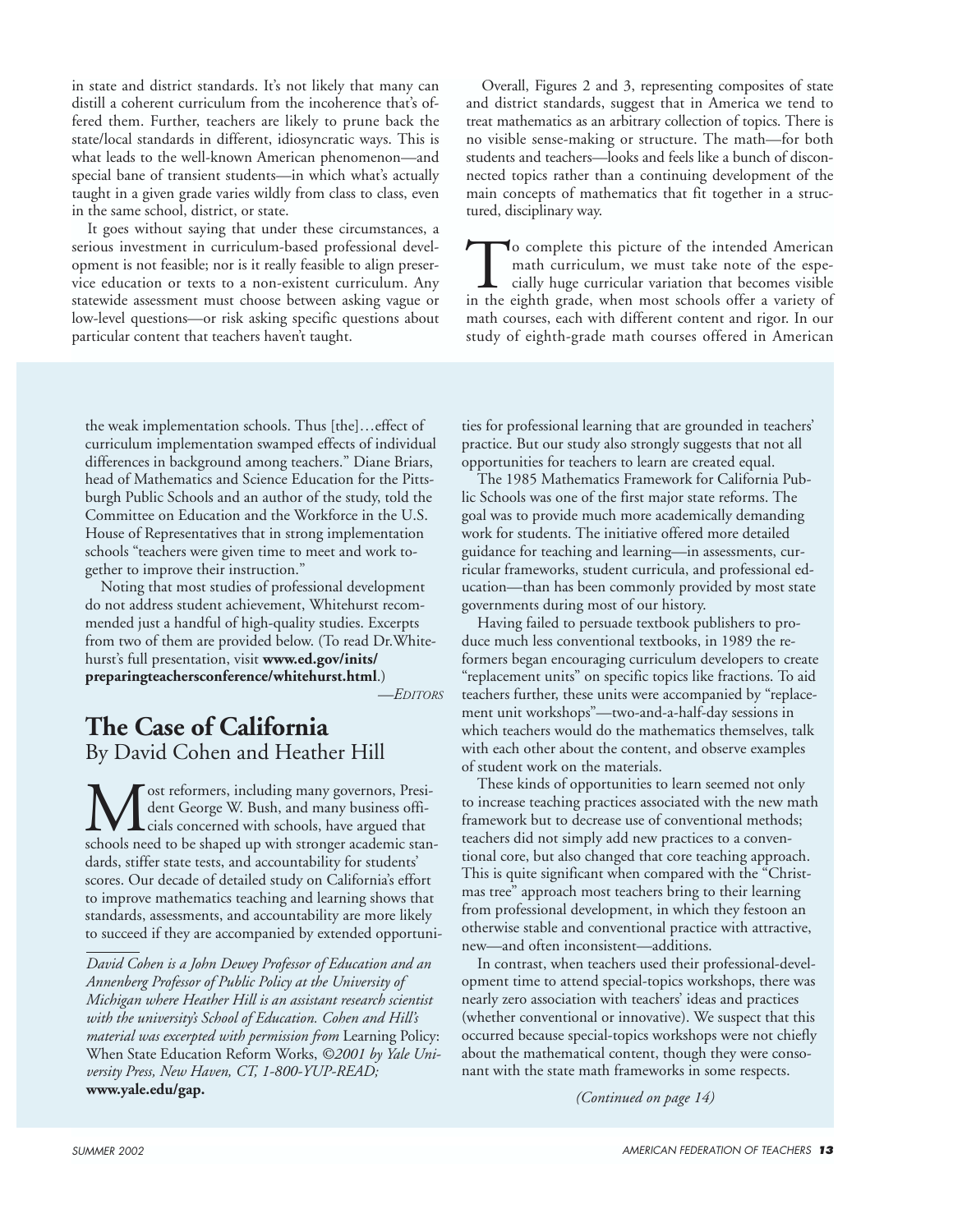in state and district standards. It's not likely that many can distill a coherent curriculum from the incoherence that's offered them. Further, teachers are likely to prune back the state/local standards in different, idiosyncratic ways. This is what leads to the well-known American phenomenon—and special bane of transient students—in which what's actually taught in a given grade varies wildly from class to class, even in the same school, district, or state.

It goes without saying that under these circumstances, a serious investment in curriculum-based professional development is not feasible; nor is it really feasible to align preservice education or texts to a non-existent curriculum. Any statewide assessment must choose between asking vague or low-level questions—or risk asking specific questions about particular content that teachers haven't taught.

Overall, Figures 2 and 3, representing composites of state and district standards, suggest that in America we tend to treat mathematics as an arbitrary collection of topics. There is no visible sense-making or structure. The math—for both students and teachers—looks and feels like a bunch of disconnected topics rather than a continuing development of the main concepts of mathematics that fit together in a structured, disciplinary way.

To complete this picture of the intended American math curriculum, we must take note of the especially huge curricular variation that becomes visible in the eighth grade, when most schools offer a variety of math courses, each with different content and rigor. In our study of eighth-grade math courses offered in American

---

the weak implementation schools. Thus [the]…effect of curriculum implementation swamped effects of individual differences in background among teachers." Diane Briars, head of Mathematics and Science Education for the Pittsburgh Public Schools and an author of the study, told the Committee on Education and the Workforce in the U.S. House of Representatives that in strong implementation schools "teachers were given time to meet and work together to improve their instruction."

Noting that most studies of professional development do not address student achievement, Whitehurst recommended just a handful of high-quality studies. Excerpts from two of them are provided below. (To read Dr. Whitehurst's full presentation, visit **www.ed.gov/inits/preparingteachersconference/whitehurst.html**.)

—*EDITORS*

## The Case of California

By David Cohen and Heather Hill

Most reformers, including many governors, President George W. Bush, and many business officials concerned with schools, have argued that schools need to be shaped up with stronger academic standards, stiffer state tests, and accountability for students' scores. Our decade of detailed study on California's effort to improve mathematics teaching and learning shows that standards, assessments, and accountability are more likely to succeed if they are accompanied by extended opportunities for professional learning that are grounded in teachers' practice. But our study also strongly suggests that not all opportunities for teachers to learn are created equal.

The 1985 Mathematics Framework for California Public Schools was one of the first major state reforms. The goal was to provide much more academically demanding work for students. The initiative offered more detailed guidance for teaching and learning—in assessments, curricular frameworks, student curricula, and professional education—than has been commonly provided by most state governments during most of our history.

Having failed to persuade textbook publishers to produce much less conventional textbooks, in 1989 the reformers began encouraging curriculum developers to create "replacement units" on specific topics like fractions. To aid teachers further, these units were accompanied by "replacement unit workshops"—two-and-a-half-day sessions in which teachers would do the mathematics themselves, talk with each other about the content, and observe examples of student work on the materials.

These kinds of opportunities to learn seemed not only to increase teaching practices associated with the new math framework but to decrease use of conventional methods; teachers did not simply add new practices to a conventional core, but also changed that core teaching approach. This is quite significant when compared with the "Christmas tree" approach most teachers bring to their learning from professional development, in which they festoon an otherwise stable and conventional practice with attractive, new—and often inconsistent—additions.

In contrast, when teachers used their professional-development time to attend special-topics workshops, there was nearly zero association with teachers' ideas and practices (whether conventional or innovative). We suspect that this occurred because special-topics workshops were not chiefly about the mathematical content, though they were consonant with the state math frameworks in some respects.

*(Continued on page 14)*

*David Cohen is a John Dewey Professor of Education and an Annenberg Professor of Public Policy at the University of Michigan where Heather Hill is an assistant research scientist with the university's School of Education. Cohen and Hill's material was excerpted with permission from* Learning Policy: When State Education Reform Works, *©2001 by Yale University Press, New Haven, CT, 1-800-YUP-READ;* **www.yale.edu/gap.**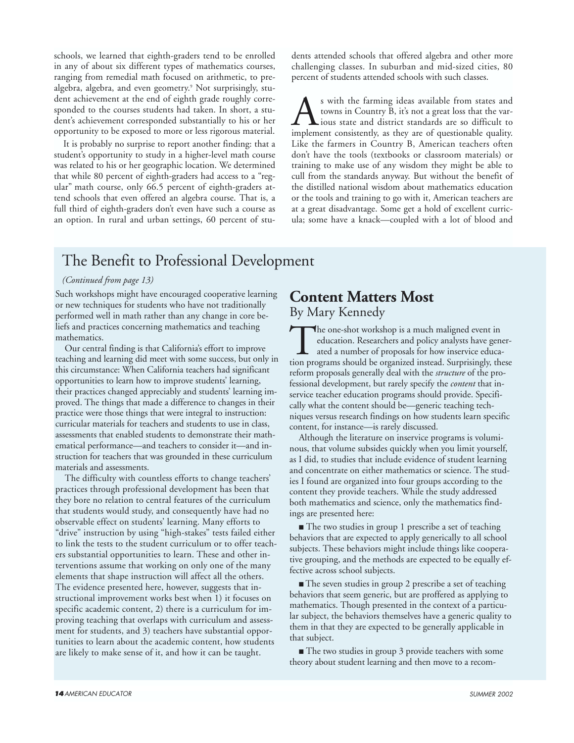schools, we learned that eighth-graders tend to be enrolled in any of about six different types of mathematics courses, ranging from remedial math focused on arithmetic, to pre-algebra, algebra, and even geometry.[9] Not surprisingly, student achievement at the end of eighth grade roughly corresponded to the courses students had taken. In short, a student's achievement corresponded substantially to his or her opportunity to be exposed to more or less rigorous material.

It is probably no surprise to report another finding: that a student's opportunity to study in a higher-level math course was related to his or her geographic location. We determined that while 80 percent of eighth-graders had access to a "regular" math course, only 66.5 percent of eighth-graders attend schools that even offered an algebra course. That is, a full third of eighth-graders don't even have such a course as an option. In rural and urban settings, 60 percent of students attended schools that offered algebra and other more challenging classes. In suburban and mid-sized cities, 80 percent of students attended schools with such classes.

As with the farming ideas available from states and towns in Country B, it's not a great loss that the various state and district standards are so difficult to implement consistently, as they are of questionable quality. Like the farmers in Country B, American teachers often don't have the tools (textbooks or classroom materials) or training to make use of any wisdom they might be able to cull from the standards anyway. But without the benefit of the distilled national wisdom about mathematics education or the tools and training to go with it, American teachers are at a great disadvantage. Some get a hold of excellent curricula; some have a knack—coupled with a lot of blood and

## The Benefit to Professional Development

*(Continued from page 13)*

Such workshops might have encouraged cooperative learning or new techniques for students who have not traditionally performed well in math rather than any change in core beliefs and practices concerning mathematics and teaching mathematics.

Our central finding is that California's effort to improve teaching and learning did meet with some success, but only in this circumstance: When California teachers had significant opportunities to learn how to improve students' learning, their practices changed appreciably and students' learning improved. The things that made a difference to changes in their practice were those things that were integral to instruction: curricular materials for teachers and students to use in class, assessments that enabled students to demonstrate their mathematical performance—and teachers to consider it—and instruction for teachers that was grounded in these curriculum materials and assessments.

The difficulty with countless efforts to change teachers' practices through professional development has been that they bore no relation to central features of the curriculum that students would study, and consequently have had no observable effect on students' learning. Many efforts to "drive" instruction by using "high-stakes" tests failed either to link the tests to the student curriculum or to offer teachers substantial opportunities to learn. These and other interventions assume that working on only one of the many elements that shape instruction will affect all the others. The evidence presented here, however, suggests that instructional improvement works best when 1) it focuses on specific academic content, 2) there is a curriculum for improving teaching that overlaps with curriculum and assessment for students, and 3) teachers have substantial opportunities to learn about the academic content, how students are likely to make sense of it, and how it can be taught.

### Content Matters Most

By Mary Kennedy

The one-shot workshop is a much maligned event in education. Researchers and policy analysts have generated a number of proposals for how inservice education programs should be organized instead. Surprisingly, these reform proposals generally deal with the *structure* of the professional development, but rarely specify the *content* that inservice teacher education programs should provide. Specifically what the content should be—generic teaching techniques versus research findings on how students learn specific content, for instance—is rarely discussed.

Although the literature on inservice programs is voluminous, that volume subsides quickly when you limit yourself, as I did, to studies that include evidence of student learning and concentrate on either mathematics or science. The studies I found are organized into four groups according to the content they provide teachers. While the study addressed both mathematics and science, only the mathematics findings are presented here:

- The two studies in group 1 prescribe a set of teaching behaviors that are expected to apply generically to all school subjects. These behaviors might include things like cooperative grouping, and the methods are expected to be equally effective across school subjects.
- The seven studies in group 2 prescribe a set of teaching behaviors that seem generic, but are proffered as applying to mathematics. Though presented in the context of a particular subject, the behaviors themselves have a generic quality to them in that they are expected to be generally applicable in that subject.
- The two studies in group 3 provide teachers with some theory about student learning and then move to a recom-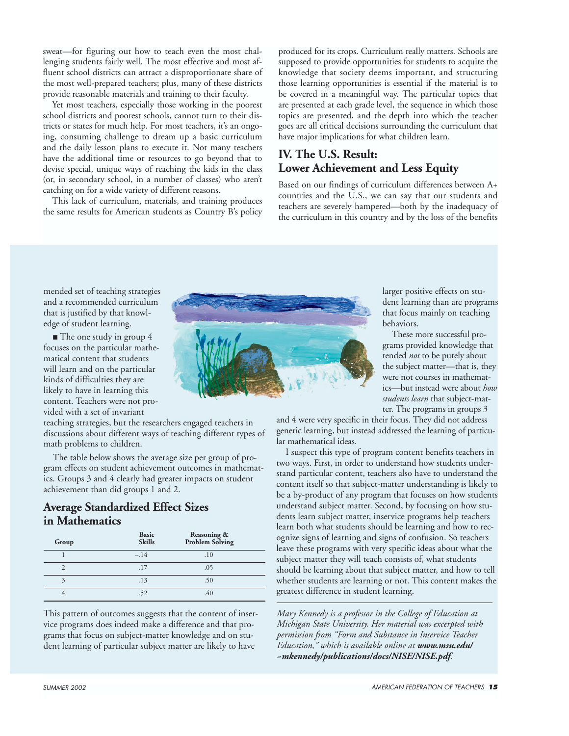sweat—for figuring out how to teach even the most challenging students fairly well. The most effective and most affluent school districts can attract a disproportionate share of the most well-prepared teachers; plus, many of these districts provide reasonable materials and training to their faculty.

Yet most teachers, especially those working in the poorest school districts and poorest schools, cannot turn to their districts or states for much help. For most teachers, it's an ongoing, consuming challenge to dream up a basic curriculum and the daily lesson plans to execute it. Not many teachers have the additional time or resources to go beyond that to devise special, unique ways of reaching the kids in the class (or, in secondary school, in a number of classes) who aren't catching on for a wide variety of different reasons.

This lack of curriculum, materials, and training produces the same results for American students as Country B's policy produced for its crops. Curriculum really matters. Schools are supposed to provide opportunities for students to acquire the knowledge that society deems important, and structuring those learning opportunities is essential if the material is to be covered in a meaningful way. The particular topics that are presented at each grade level, the sequence in which those topics are presented, and the depth into which the teacher goes are all critical decisions surrounding the curriculum that have major implications for what children learn.

## IV. The U.S. Result: Lower Achievement and Less Equity

Based on our findings of curriculum differences between A+ countries and the U.S., we can say that our students and teachers are severely hampered—both by the inadequacy of the curriculum in this country and by the loss of the benefits

mended set of teaching strategies and a recommended curriculum that is justified by that knowledge of student learning.

- The one study in group 4 focuses on the particular mathematical content that students will learn and on the particular kinds of difficulties they are likely to have in learning this content. Teachers were not provided with a set of invariant teaching strategies, but the researchers engaged teachers in discussions about different ways of teaching different types of math problems to children.

The table below shows the average size per group of program effects on student achievement outcomes in mathematics. Groups 3 and 4 clearly had greater impacts on student achievement than did groups 1 and 2.

### Average Standardized Effect Sizes in Mathematics

| Group | Basic Skills | Reasoning & Problem Solving |
|---|---|---|
| 1 | –.14 | .10 |
| 2 | .17 | .05 |
| 3 | .13 | .50 |
| 4 | .52 | .40 |

This pattern of outcomes suggests that the content of inservice programs does indeed make a difference and that programs that focus on subject-matter knowledge and on student learning of particular subject matter are likely to have larger positive effects on student learning than are programs that focus mainly on teaching behaviors.

These more successful programs provided knowledge that tended *not* to be purely about the subject matter—that is, they were not courses in mathematics—but instead were about *how students learn* that subject-matter. The programs in groups 3 and 4 were very specific in their focus. They did not address generic learning, but instead addressed the learning of particular mathematical ideas.

I suspect this type of program content benefits teachers in two ways. First, in order to understand how students understand particular content, teachers also have to understand the content itself so that subject-matter understanding is likely to be a by-product of any program that focuses on how students understand subject matter. Second, by focusing on how students learn subject matter, inservice programs help teachers learn both what students should be learning and how to recognize signs of learning and signs of confusion. So teachers leave these programs with very specific ideas about what the subject matter they will teach consists of, what students should be learning about that subject matter, and how to tell whether students are learning or not. This content makes the greatest difference in student learning.

*Mary Kennedy is a professor in the College of Education at Michigan State University. Her material was excerpted with permission from "Form and Substance in Inservice Teacher Education," which is available online at* ***www.msu.edu/~mkennedy/publications/docs/NISE/NISE.pdf****.*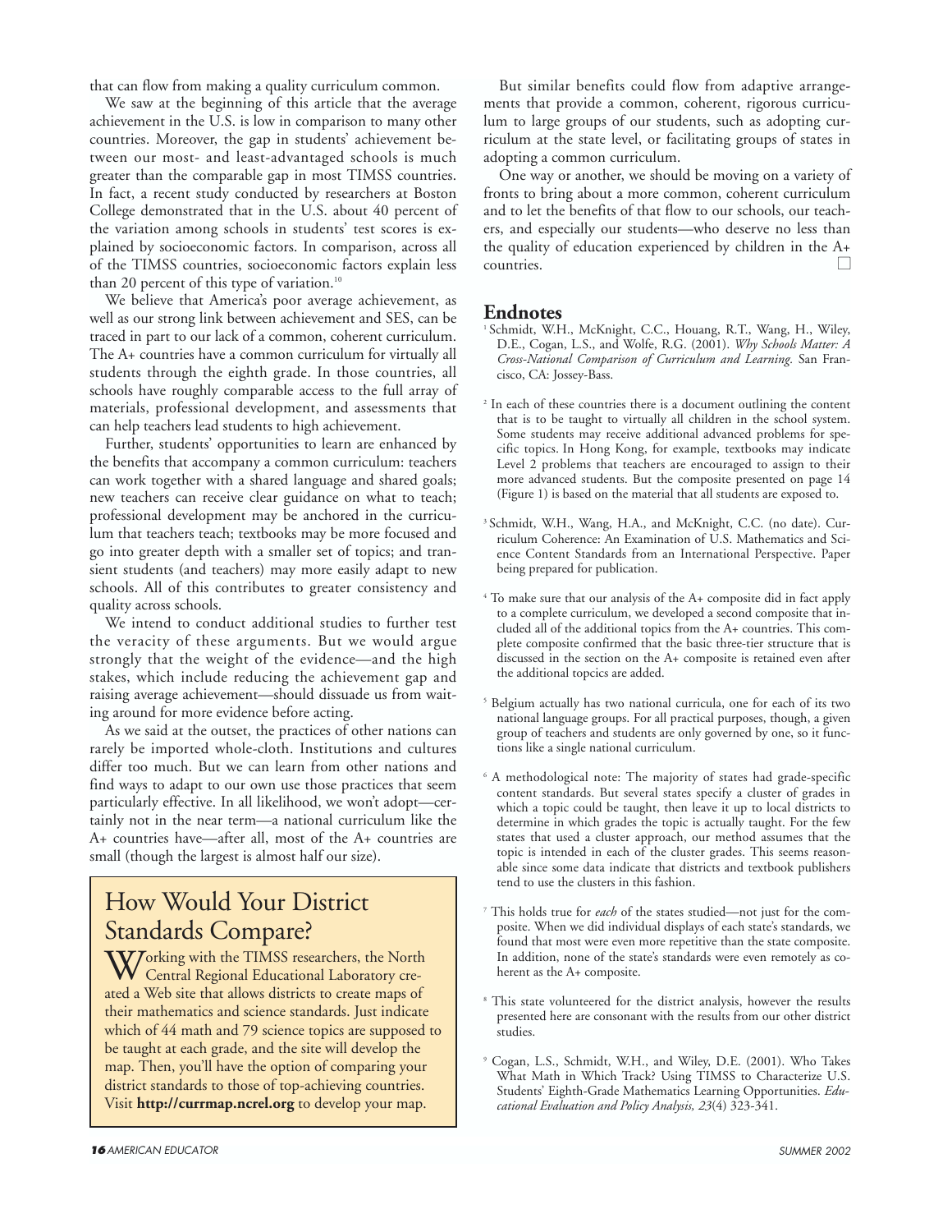that can flow from making a quality curriculum common.

We saw at the beginning of this article that the average achievement in the U.S. is low in comparison to many other countries. Moreover, the gap in students' achievement between our most- and least-advantaged schools is much greater than the comparable gap in most TIMSS countries. In fact, a recent study conducted by researchers at Boston College demonstrated that in the U.S. about 40 percent of the variation among schools in students' test scores is explained by socioeconomic factors. In comparison, across all of the TIMSS countries, socioeconomic factors explain less than 20 percent of this type of variation.[10]

We believe that America's poor average achievement, as well as our strong link between achievement and SES, can be traced in part to our lack of a common, coherent curriculum. The A+ countries have a common curriculum for virtually all students through the eighth grade. In those countries, all schools have roughly comparable access to the full array of materials, professional development, and assessments that can help teachers lead students to high achievement.

Further, students' opportunities to learn are enhanced by the benefits that accompany a common curriculum: teachers can work together with a shared language and shared goals; new teachers can receive clear guidance on what to teach; professional development may be anchored in the curriculum that teachers teach; textbooks may be more focused and go into greater depth with a smaller set of topics; and transient students (and teachers) may more easily adapt to new schools. All of this contributes to greater consistency and quality across schools.

We intend to conduct additional studies to further test the veracity of these arguments. But we would argue strongly that the weight of the evidence—and the high stakes, which include reducing the achievement gap and raising average achievement—should dissuade us from waiting around for more evidence before acting.

As we said at the outset, the practices of other nations can rarely be imported whole-cloth. Institutions and cultures differ too much. But we can learn from other nations and find ways to adapt to our own use those practices that seem particularly effective. In all likelihood, we won't adopt—certainly not in the near term—a national curriculum like the A+ countries have—after all, most of the A+ countries are small (though the largest is almost half our size).

## How Would Your District Standards Compare?

Working with the TIMSS researchers, the North Central Regional Educational Laboratory created a Web site that allows districts to create maps of their mathematics and science standards. Just indicate which of 44 math and 79 science topics are supposed to be taught at each grade, and the site will develop the map. Then, you'll have the option of comparing your district standards to those of top-achieving countries. Visit **http://currmap.ncrel.org** to develop your map.

But similar benefits could flow from adaptive arrangements that provide a common, coherent, rigorous curriculum to large groups of our students, such as adopting curriculum at the state level, or facilitating groups of states in adopting a common curriculum.

One way or another, we should be moving on a variety of fronts to bring about a more common, coherent curriculum and to let the benefits of that flow to our schools, our teachers, and especially our students—who deserve no less than the quality of education experienced by children in the A+ countries. □

## Endnotes

[1] Schmidt, W.H., McKnight, C.C., Houang, R.T., Wang, H., Wiley, D.E., Cogan, L.S., and Wolfe, R.G. (2001). *Why Schools Matter: A Cross-National Comparison of Curriculum and Learning.* San Francisco, CA: Jossey-Bass.

[2] In each of these countries there is a document outlining the content that is to be taught to virtually all children in the school system. Some students may receive additional advanced problems for specific topics. In Hong Kong, for example, textbooks may indicate Level 2 problems that teachers are encouraged to assign to their more advanced students. But the composite presented on page 14 (Figure 1) is based on the material that all students are exposed to.

[3] Schmidt, W.H., Wang, H.A., and McKnight, C.C. (no date). Curriculum Coherence: An Examination of U.S. Mathematics and Science Content Standards from an International Perspective. Paper being prepared for publication.

[4] To make sure that our analysis of the A+ composite did in fact apply to a complete curriculum, we developed a second composite that included all of the additional topics from the A+ countries. This complete composite confirmed that the basic three-tier structure that is discussed in the section on the A+ composite is retained even after the additional topcics are added.

[5] Belgium actually has two national curricula, one for each of its two national language groups. For all practical purposes, though, a given group of teachers and students are only governed by one, so it functions like a single national curriculum.

[6] A methodological note: The majority of states had grade-specific content standards. But several states specify a cluster of grades in which a topic could be taught, then leave it up to local districts to determine in which grades the topic is actually taught. For the few states that used a cluster approach, our method assumes that the topic is intended in each of the cluster grades. This seems reasonable since some data indicate that districts and textbook publishers tend to use the clusters in this fashion.

[7] This holds true for *each* of the states studied—not just for the composite. When we did individual displays of each state's standards, we found that most were even more repetitive than the state composite. In addition, none of the state's standards were even remotely as coherent as the A+ composite.

[8] This state volunteered for the district analysis, however the results presented here are consonant with the results from our other district studies.

[9] Cogan, L.S., Schmidt, W.H., and Wiley, D.E. (2001). Who Takes What Math in Which Track? Using TIMSS to Characterize U.S. Students' Eighth-Grade Mathematics Learning Opportunities. *Educational Evaluation and Policy Analysis, 23*(4) 323-341.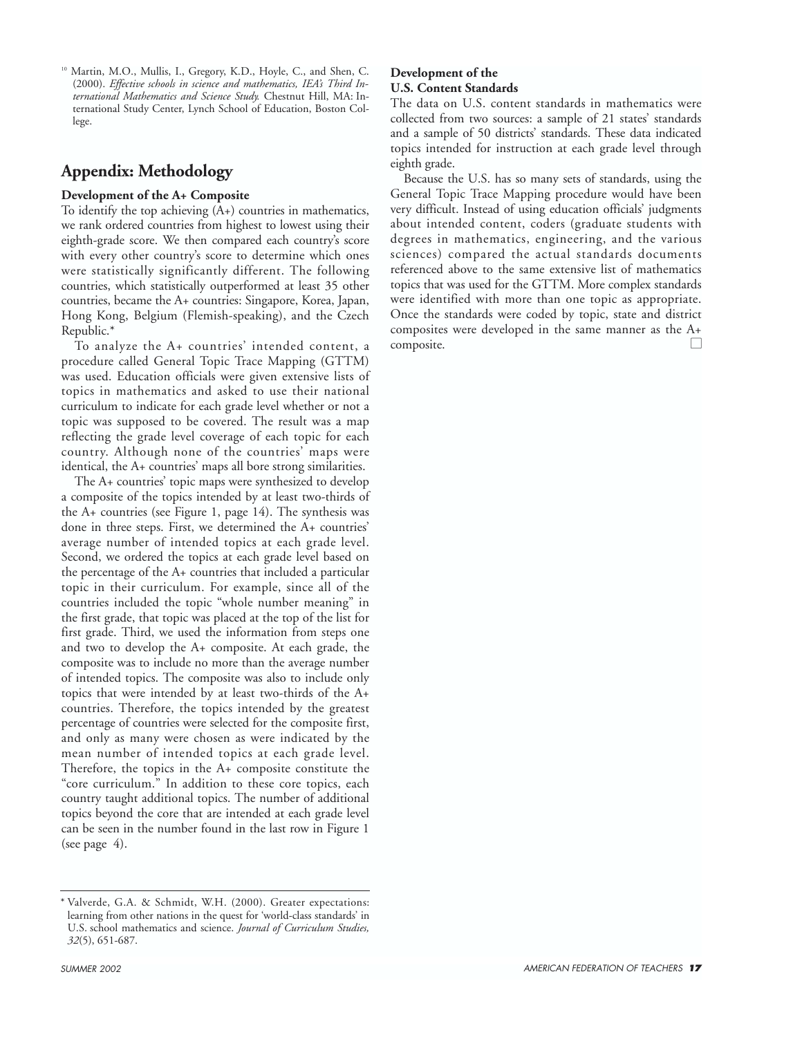[10] Martin, M.O., Mullis, I., Gregory, K.D., Hoyle, C., and Shen, C. (2000). *Effective schools in science and mathematics, IEA's Third International Mathematics and Science Study.* Chestnut Hill, MA: International Study Center, Lynch School of Education, Boston College.

## Appendix: Methodology

**Development of the A+ Composite**

To identify the top achieving (A+) countries in mathematics, we rank ordered countries from highest to lowest using their eighth-grade score. We then compared each country's score with every other country's score to determine which ones were statistically significantly different. The following countries, which statistically outperformed at least 35 other countries, became the A+ countries: Singapore, Korea, Japan, Hong Kong, Belgium (Flemish-speaking), and the Czech Republic.*

To analyze the A+ countries' intended content, a procedure called General Topic Trace Mapping (GTTM) was used. Education officials were given extensive lists of topics in mathematics and asked to use their national curriculum to indicate for each grade level whether or not a topic was supposed to be covered. The result was a map reflecting the grade level coverage of each topic for each country. Although none of the countries' maps were identical, the A+ countries' maps all bore strong similarities.

The A+ countries' topic maps were synthesized to develop a composite of the topics intended by at least two-thirds of the A+ countries (see Figure 1, page 14). The synthesis was done in three steps. First, we determined the A+ countries' average number of intended topics at each grade level. Second, we ordered the topics at each grade level based on the percentage of the A+ countries that included a particular topic in their curriculum. For example, since all of the countries included the topic "whole number meaning" in the first grade, that topic was placed at the top of the list for first grade. Third, we used the information from steps one and two to develop the A+ composite. At each grade, the composite was to include no more than the average number of intended topics. The composite was also to include only topics that were intended by at least two-thirds of the A+ countries. Therefore, the topics intended by the greatest percentage of countries were selected for the composite first, and only as many were chosen as were indicated by the mean number of intended topics at each grade level. Therefore, the topics in the A+ composite constitute the "core curriculum." In addition to these core topics, each country taught additional topics. The number of additional topics beyond the core that are intended at each grade level can be seen in the number found in the last row in Figure 1 (see page 4).

**Development of the U.S. Content Standards**

The data on U.S. content standards in mathematics were collected from two sources: a sample of 21 states' standards and a sample of 50 districts' standards. These data indicated topics intended for instruction at each grade level through eighth grade.

Because the U.S. has so many sets of standards, using the General Topic Trace Mapping procedure would have been very difficult. Instead of using education officials' judgments about intended content, coders (graduate students with degrees in mathematics, engineering, and the various sciences) compared the actual standards documents referenced above to the same extensive list of mathematics topics that was used for the GTTM. More complex standards were identified with more than one topic as appropriate. Once the standards were coded by topic, state and district composites were developed in the same manner as the A+ composite.

---

\* Valverde, G.A. & Schmidt, W.H. (2000). Greater expectations: learning from other nations in the quest for 'world-class standards' in U.S. school mathematics and science. *Journal of Curriculum Studies, 32*(5), 651-687.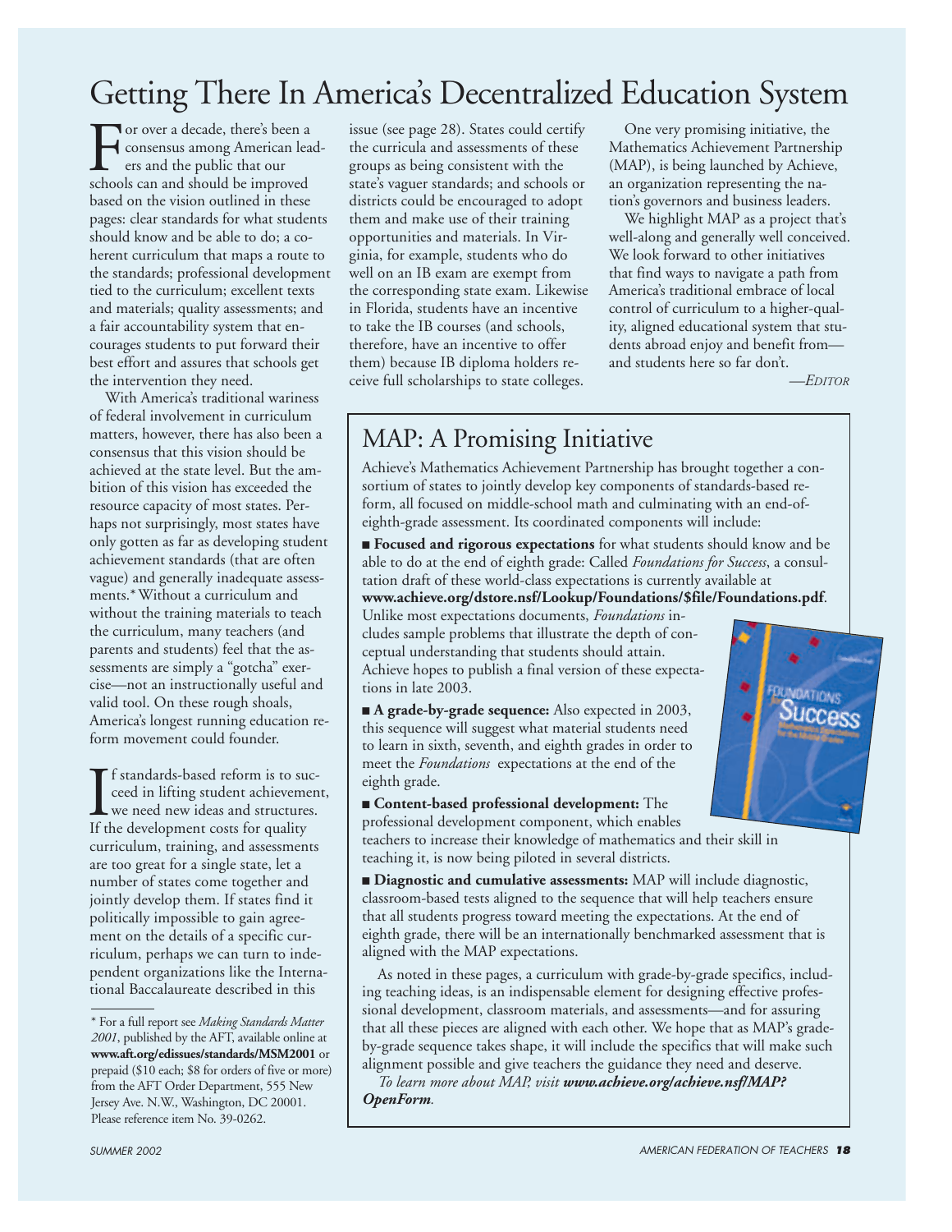# Getting There In America's Decentralized Education System

For over a decade, there's been a consensus among American leaders and the public that our schools can and should be improved based on the vision outlined in these pages: clear standards for what students should know and be able to do; a coherent curriculum that maps a route to the standards; professional development tied to the curriculum; excellent texts and materials; quality assessments; and a fair accountability system that encourages students to put forward their best effort and assures that schools get the intervention they need.

With America's traditional wariness of federal involvement in curriculum matters, however, there has also been a consensus that this vision should be achieved at the state level. But the ambition of this vision has exceeded the resource capacity of most states. Perhaps not surprisingly, most states have only gotten as far as developing student achievement standards (that are often vague) and generally inadequate assessments.* Without a curriculum and without the training materials to teach the curriculum, many teachers (and parents and students) feel that the assessments are simply a "gotcha" exercise—not an instructionally useful and valid tool. On these rough shoals, America's longest running education reform movement could founder.

If standards-based reform is to succeed in lifting student achievement, we need new ideas and structures. If the development costs for quality curriculum, training, and assessments are too great for a single state, let a number of states come together and jointly develop them. If states find it politically impossible to gain agreement on the details of a specific curriculum, perhaps we can turn to independent organizations like the International Baccalaureate described in this issue (see page 28). States could certify the curricula and assessments of these groups as being consistent with the state's vaguer standards; and schools or districts could be encouraged to adopt them and make use of their training opportunities and materials. In Virginia, for example, students who do well on an IB exam are exempt from the corresponding state exam. Likewise in Florida, students have an incentive to take the IB courses (and schools, therefore, have an incentive to offer them) because IB diploma holders receive full scholarships to state colleges.

One very promising initiative, the Mathematics Achievement Partnership (MAP), is being launched by Achieve, an organization representing the nation's governors and business leaders.

We highlight MAP as a project that's well-along and generally well conceived. We look forward to other initiatives that find ways to navigate a path from America's traditional embrace of local control of curriculum to a higher-quality, aligned educational system that students abroad enjoy and benefit from—and students here so far don't.

—*EDITOR*

* For a full report see *Making Standards Matter 2001*, published by the AFT, available online at **www.aft.org/edissues/standards/MSM2001** or prepaid ($10 each; $8 for orders of five or more) from the AFT Order Department, 555 New Jersey Ave. N.W., Washington, DC 20001. Please reference item No. 39-0262.

## MAP: A Promising Initiative

Achieve's Mathematics Achievement Partnership has brought together a consortium of states to jointly develop key components of standards-based reform, all focused on middle-school math and culminating with an end-of-eighth-grade assessment. Its coordinated components will include:

■ **Focused and rigorous expectations** for what students should know and be able to do at the end of eighth grade: Called *Foundations for Success*, a consultation draft of these world-class expectations is currently available at **www.achieve.org/dstore.nsf/Lookup/Foundations/$file/Foundations.pdf**. Unlike most expectations documents, *Foundations* includes sample problems that illustrate the depth of conceptual understanding that students should attain. Achieve hopes to publish a final version of these expectations in late 2003.

■ **A grade-by-grade sequence:** Also expected in 2003, this sequence will suggest what material students need to learn in sixth, seventh, and eighth grades in order to meet the *Foundations* expectations at the end of the eighth grade.

■ **Content-based professional development:** The professional development component, which enables teachers to increase their knowledge of mathematics and their skill in teaching it, is now being piloted in several districts.

■ **Diagnostic and cumulative assessments:** MAP will include diagnostic, classroom-based tests aligned to the sequence that will help teachers ensure that all students progress toward meeting the expectations. At the end of eighth grade, there will be an internationally benchmarked assessment that is aligned with the MAP expectations.

As noted in these pages, a curriculum with grade-by-grade specifics, including teaching ideas, is an indispensable element for designing effective professional development, classroom materials, and assessments—and for assuring that all these pieces are aligned with each other. We hope that as MAP's grade-by-grade sequence takes shape, it will include the specifics that will make such alignment possible and give teachers the guidance they need and deserve.

*To learn more about MAP, visit* ***www.achieve.org/achieve.nsf/MAP?OpenForm****.*